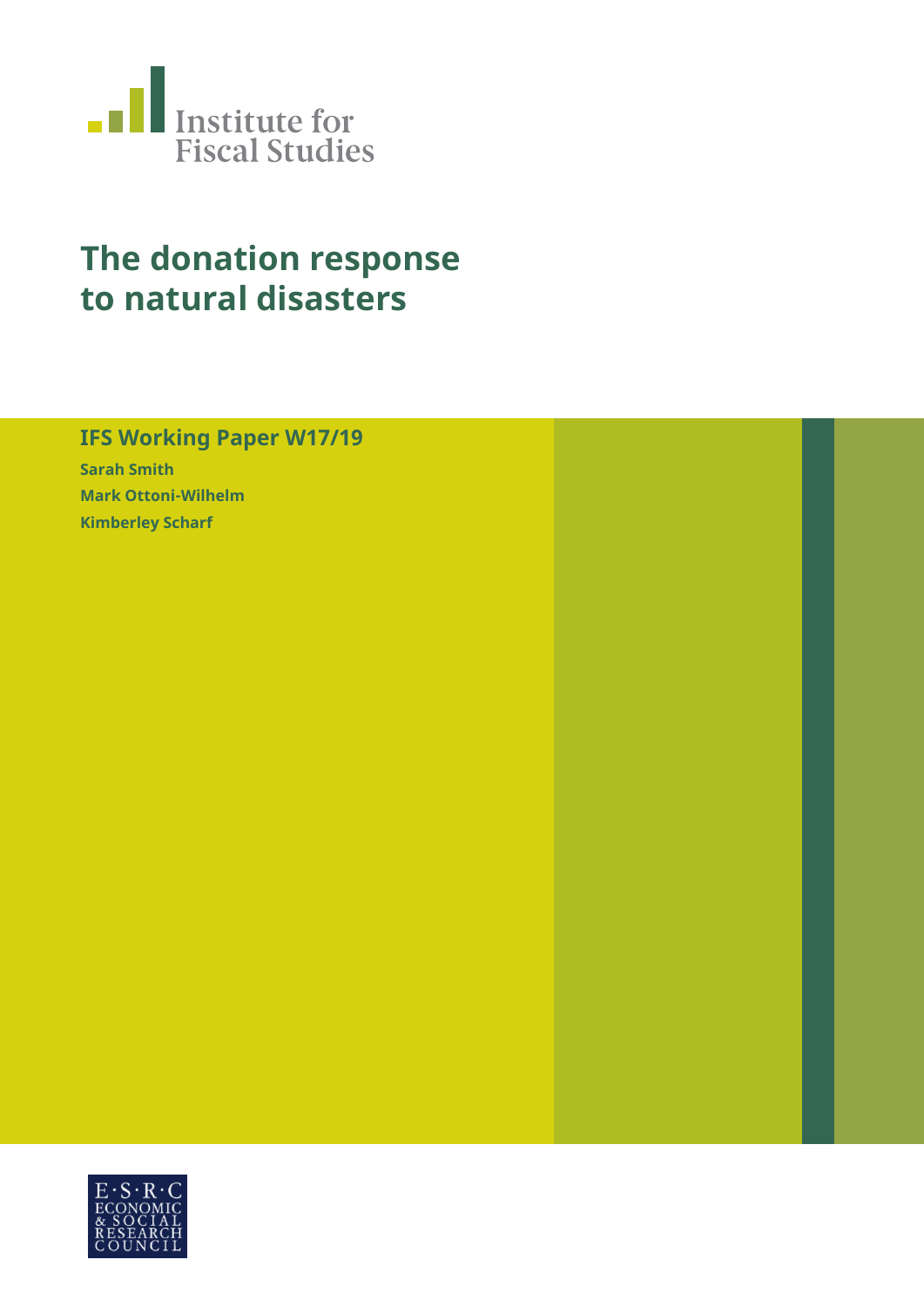Institute for Fiscal Studies

# The donation response to natural disasters

## IFS Working Paper W17/19

**Sarah Smith**

**Mark Ottoni-Wilhelm**

**Kimberley Scharf**

E·S·R·C ECONOMIC & SOCIAL RESEARCH COUNCIL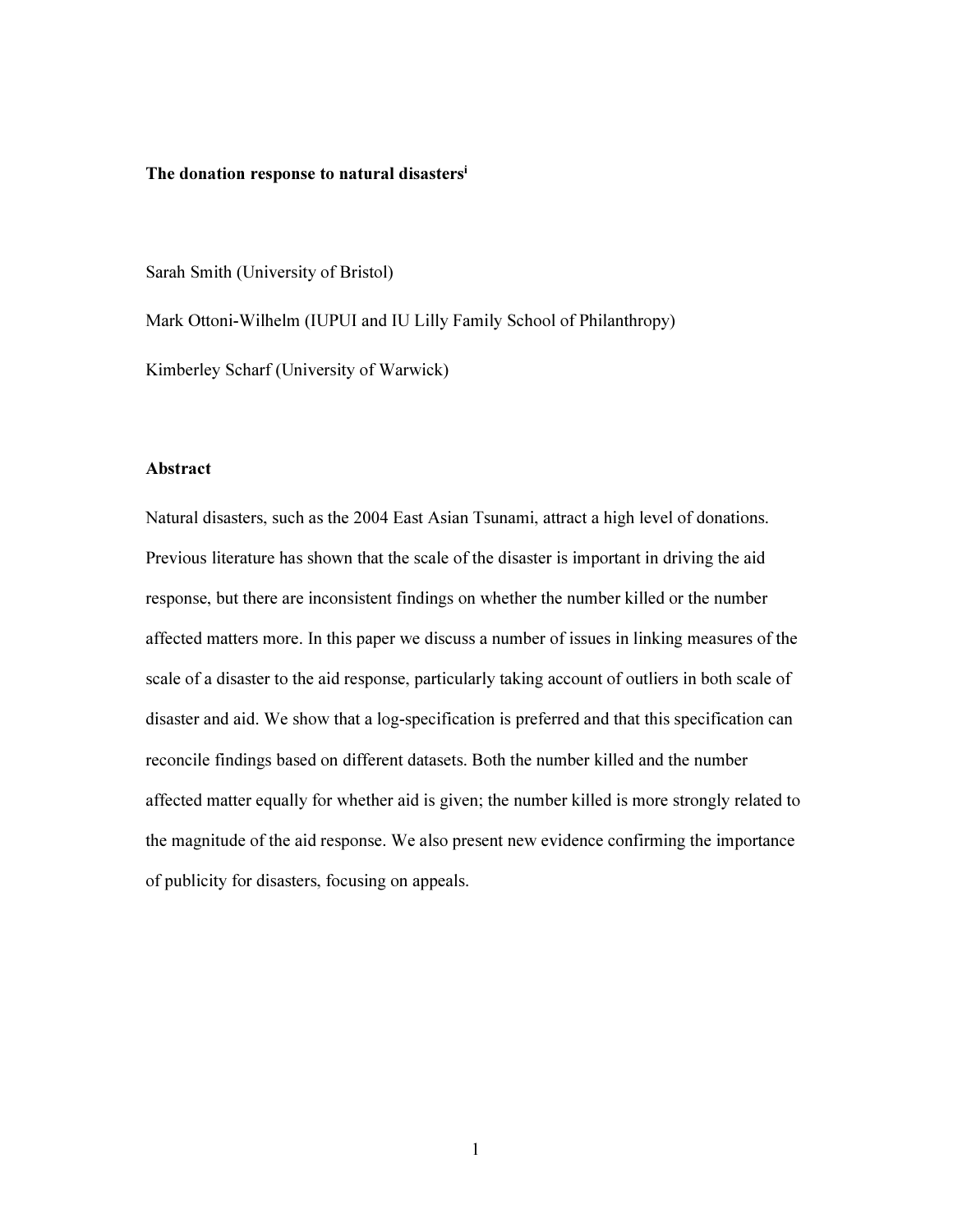**The donation response to natural disasters[i]**

Sarah Smith (University of Bristol)

Mark Ottoni-Wilhelm (IUPUI and IU Lilly Family School of Philanthropy)

Kimberley Scharf (University of Warwick)

**Abstract**

Natural disasters, such as the 2004 East Asian Tsunami, attract a high level of donations. Previous literature has shown that the scale of the disaster is important in driving the aid response, but there are inconsistent findings on whether the number killed or the number affected matters more. In this paper we discuss a number of issues in linking measures of the scale of a disaster to the aid response, particularly taking account of outliers in both scale of disaster and aid. We show that a log-specification is preferred and that this specification can reconcile findings based on different datasets. Both the number killed and the number affected matter equally for whether aid is given; the number killed is more strongly related to the magnitude of the aid response. We also present new evidence confirming the importance of publicity for disasters, focusing on appeals.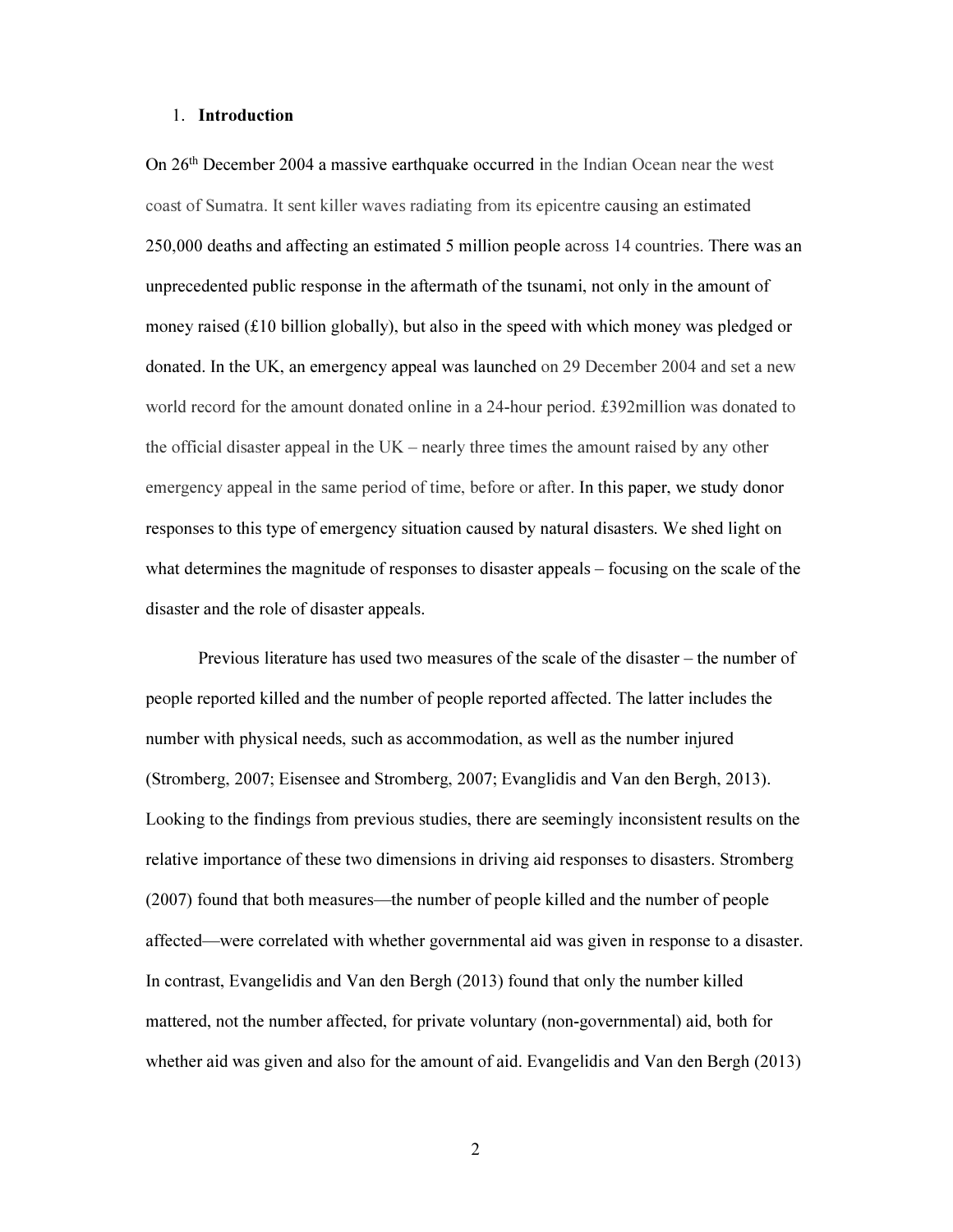## 1. Introduction

On 26th December 2004 a massive earthquake occurred in the Indian Ocean near the west coast of Sumatra. It sent killer waves radiating from its epicentre causing an estimated 250,000 deaths and affecting an estimated 5 million people across 14 countries. There was an unprecedented public response in the aftermath of the tsunami, not only in the amount of money raised (£10 billion globally), but also in the speed with which money was pledged or donated. In the UK, an emergency appeal was launched on 29 December 2004 and set a new world record for the amount donated online in a 24-hour period. £392million was donated to the official disaster appeal in the UK – nearly three times the amount raised by any other emergency appeal in the same period of time, before or after. In this paper, we study donor responses to this type of emergency situation caused by natural disasters. We shed light on what determines the magnitude of responses to disaster appeals – focusing on the scale of the disaster and the role of disaster appeals.

Previous literature has used two measures of the scale of the disaster – the number of people reported killed and the number of people reported affected. The latter includes the number with physical needs, such as accommodation, as well as the number injured (Stromberg, 2007; Eisensee and Stromberg, 2007; Evanglidis and Van den Bergh, 2013). Looking to the findings from previous studies, there are seemingly inconsistent results on the relative importance of these two dimensions in driving aid responses to disasters. Stromberg (2007) found that both measures—the number of people killed and the number of people affected—were correlated with whether governmental aid was given in response to a disaster. In contrast, Evangelidis and Van den Bergh (2013) found that only the number killed mattered, not the number affected, for private voluntary (non-governmental) aid, both for whether aid was given and also for the amount of aid. Evangelidis and Van den Bergh (2013)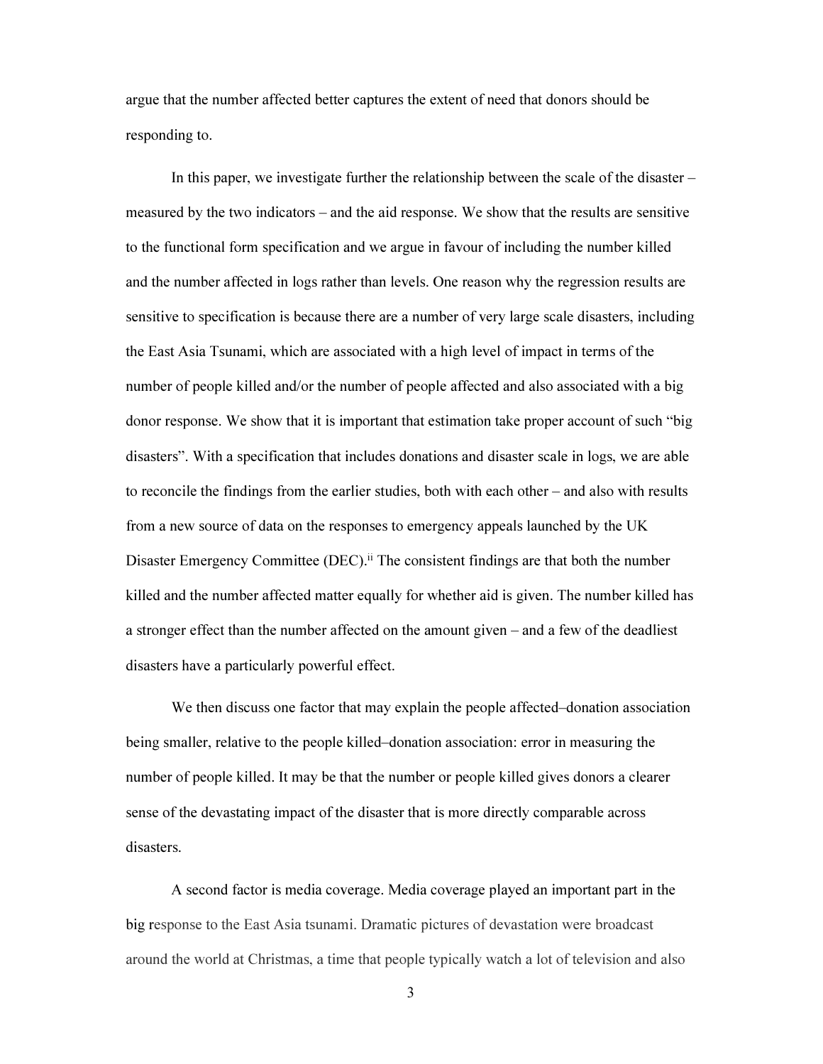argue that the number affected better captures the extent of need that donors should be responding to.

In this paper, we investigate further the relationship between the scale of the disaster – measured by the two indicators – and the aid response. We show that the results are sensitive to the functional form specification and we argue in favour of including the number killed and the number affected in logs rather than levels. One reason why the regression results are sensitive to specification is because there are a number of very large scale disasters, including the East Asia Tsunami, which are associated with a high level of impact in terms of the number of people killed and/or the number of people affected and also associated with a big donor response. We show that it is important that estimation take proper account of such "big disasters". With a specification that includes donations and disaster scale in logs, we are able to reconcile the findings from the earlier studies, both with each other – and also with results from a new source of data on the responses to emergency appeals launched by the UK Disaster Emergency Committee (DEC).[ii] The consistent findings are that both the number killed and the number affected matter equally for whether aid is given. The number killed has a stronger effect than the number affected on the amount given – and a few of the deadliest disasters have a particularly powerful effect.

We then discuss one factor that may explain the people affected–donation association being smaller, relative to the people killed–donation association: error in measuring the number of people killed. It may be that the number or people killed gives donors a clearer sense of the devastating impact of the disaster that is more directly comparable across disasters.

A second factor is media coverage. Media coverage played an important part in the big response to the East Asia tsunami. Dramatic pictures of devastation were broadcast around the world at Christmas, a time that people typically watch a lot of television and also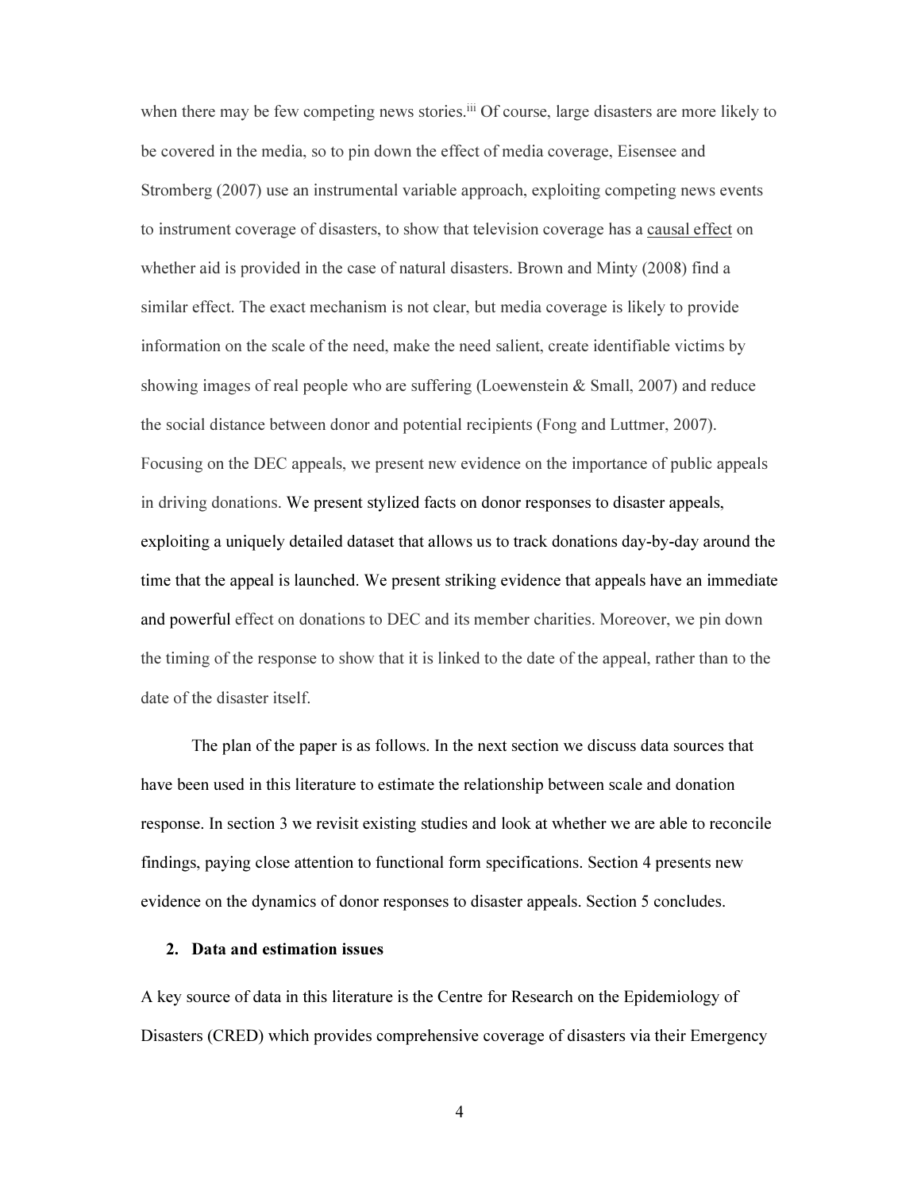when there may be few competing news stories.[iii] Of course, large disasters are more likely to be covered in the media, so to pin down the effect of media coverage, Eisensee and Stromberg (2007) use an instrumental variable approach, exploiting competing news events to instrument coverage of disasters, to show that television coverage has a <u>causal effect</u> on whether aid is provided in the case of natural disasters. Brown and Minty (2008) find a similar effect. The exact mechanism is not clear, but media coverage is likely to provide information on the scale of the need, make the need salient, create identifiable victims by showing images of real people who are suffering (Loewenstein & Small, 2007) and reduce the social distance between donor and potential recipients (Fong and Luttmer, 2007). Focusing on the DEC appeals, we present new evidence on the importance of public appeals in driving donations. We present stylized facts on donor responses to disaster appeals, exploiting a uniquely detailed dataset that allows us to track donations day-by-day around the time that the appeal is launched. We present striking evidence that appeals have an immediate and powerful effect on donations to DEC and its member charities. Moreover, we pin down the timing of the response to show that it is linked to the date of the appeal, rather than to the date of the disaster itself.

The plan of the paper is as follows. In the next section we discuss data sources that have been used in this literature to estimate the relationship between scale and donation response. In section 3 we revisit existing studies and look at whether we are able to reconcile findings, paying close attention to functional form specifications. Section 4 presents new evidence on the dynamics of donor responses to disaster appeals. Section 5 concludes.

## 2. Data and estimation issues

A key source of data in this literature is the Centre for Research on the Epidemiology of Disasters (CRED) which provides comprehensive coverage of disasters via their Emergency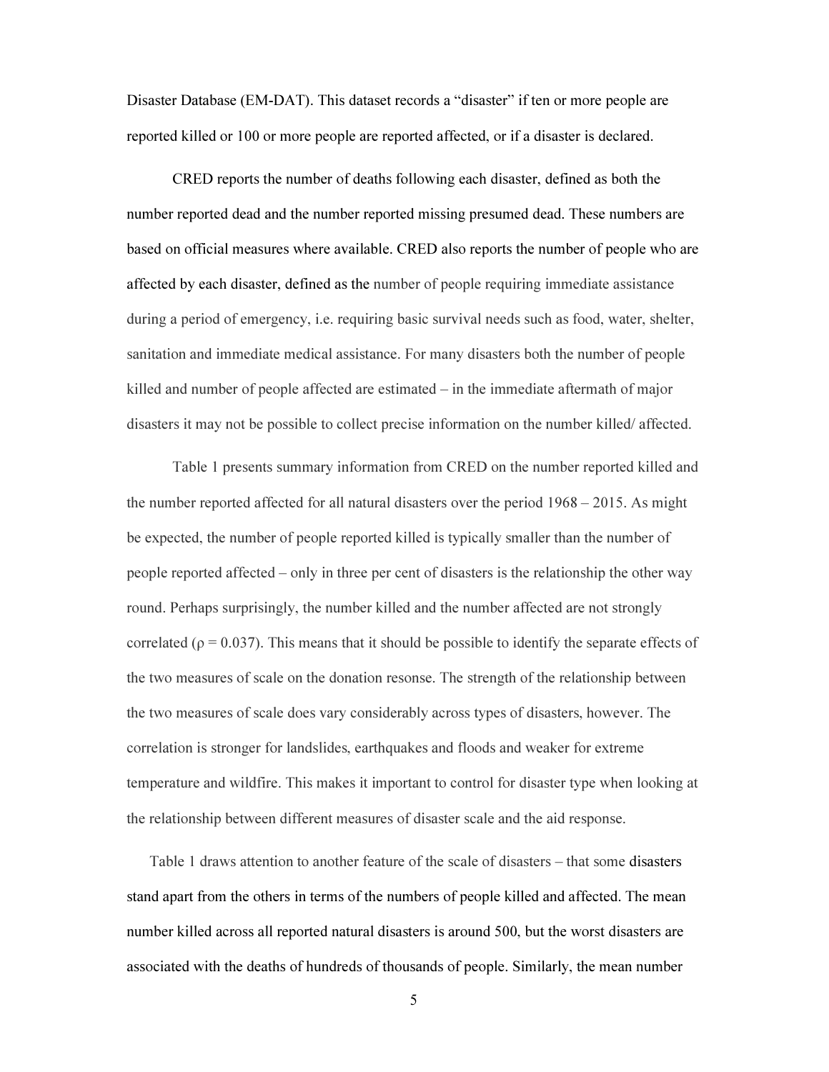Disaster Database (EM-DAT). This dataset records a "disaster" if ten or more people are reported killed or 100 or more people are reported affected, or if a disaster is declared.

CRED reports the number of deaths following each disaster, defined as both the number reported dead and the number reported missing presumed dead. These numbers are based on official measures where available. CRED also reports the number of people who are affected by each disaster, defined as the number of people requiring immediate assistance during a period of emergency, i.e. requiring basic survival needs such as food, water, shelter, sanitation and immediate medical assistance. For many disasters both the number of people killed and number of people affected are estimated – in the immediate aftermath of major disasters it may not be possible to collect precise information on the number killed/ affected.

Table 1 presents summary information from CRED on the number reported killed and the number reported affected for all natural disasters over the period 1968 – 2015. As might be expected, the number of people reported killed is typically smaller than the number of people reported affected – only in three per cent of disasters is the relationship the other way round. Perhaps surprisingly, the number killed and the number affected are not strongly correlated ($\rho = 0.037$). This means that it should be possible to identify the separate effects of the two measures of scale on the donation resonse. The strength of the relationship between the two measures of scale does vary considerably across types of disasters, however. The correlation is stronger for landslides, earthquakes and floods and weaker for extreme temperature and wildfire. This makes it important to control for disaster type when looking at the relationship between different measures of disaster scale and the aid response.

Table 1 draws attention to another feature of the scale of disasters – that some disasters stand apart from the others in terms of the numbers of people killed and affected. The mean number killed across all reported natural disasters is around 500, but the worst disasters are associated with the deaths of hundreds of thousands of people. Similarly, the mean number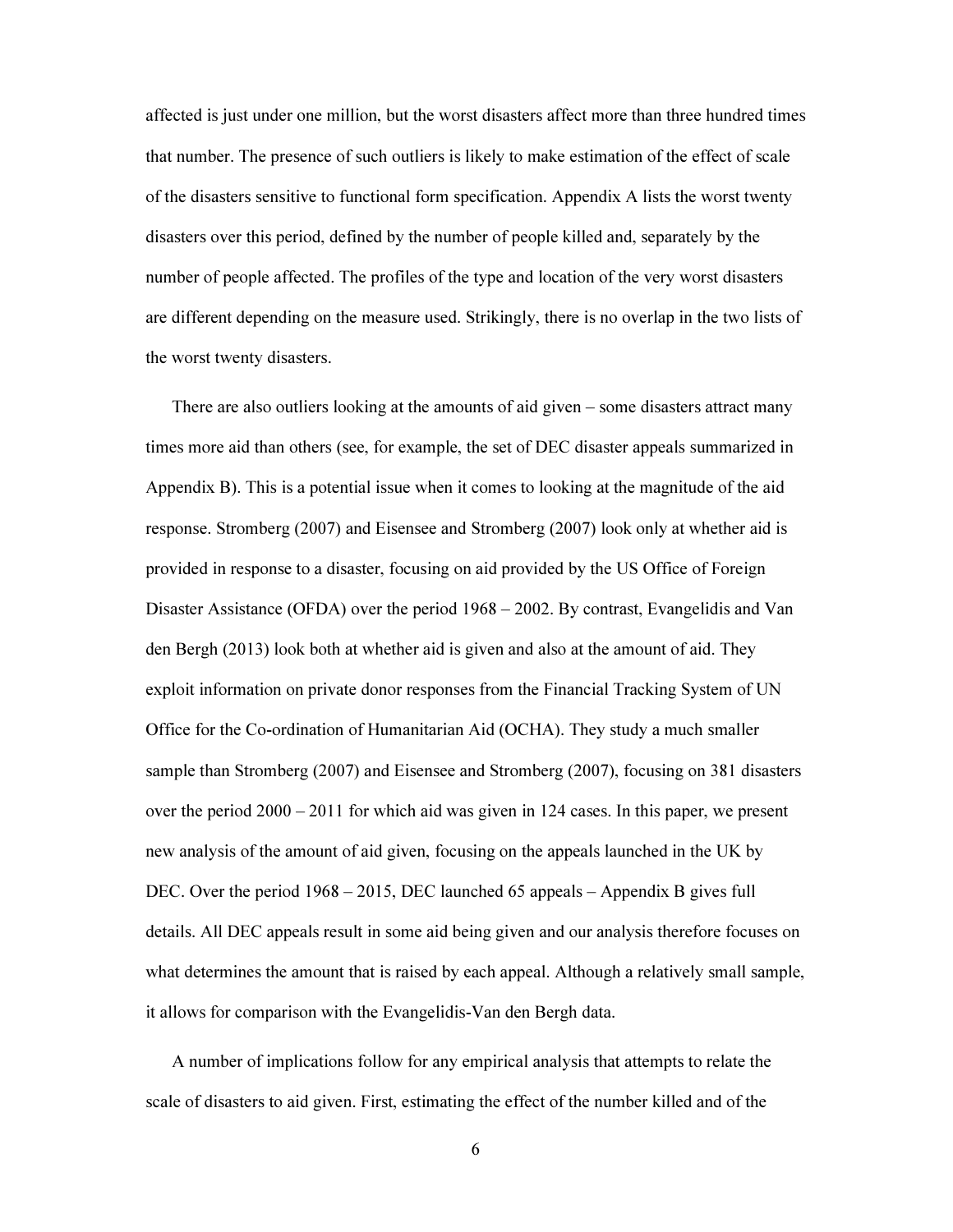affected is just under one million, but the worst disasters affect more than three hundred times that number. The presence of such outliers is likely to make estimation of the effect of scale of the disasters sensitive to functional form specification. Appendix A lists the worst twenty disasters over this period, defined by the number of people killed and, separately by the number of people affected. The profiles of the type and location of the very worst disasters are different depending on the measure used. Strikingly, there is no overlap in the two lists of the worst twenty disasters.

There are also outliers looking at the amounts of aid given – some disasters attract many times more aid than others (see, for example, the set of DEC disaster appeals summarized in Appendix B). This is a potential issue when it comes to looking at the magnitude of the aid response. Stromberg (2007) and Eisensee and Stromberg (2007) look only at whether aid is provided in response to a disaster, focusing on aid provided by the US Office of Foreign Disaster Assistance (OFDA) over the period 1968 – 2002. By contrast, Evangelidis and Van den Bergh (2013) look both at whether aid is given and also at the amount of aid. They exploit information on private donor responses from the Financial Tracking System of UN Office for the Co-ordination of Humanitarian Aid (OCHA). They study a much smaller sample than Stromberg (2007) and Eisensee and Stromberg (2007), focusing on 381 disasters over the period 2000 – 2011 for which aid was given in 124 cases. In this paper, we present new analysis of the amount of aid given, focusing on the appeals launched in the UK by DEC. Over the period 1968 – 2015, DEC launched 65 appeals – Appendix B gives full details. All DEC appeals result in some aid being given and our analysis therefore focuses on what determines the amount that is raised by each appeal. Although a relatively small sample, it allows for comparison with the Evangelidis-Van den Bergh data.

A number of implications follow for any empirical analysis that attempts to relate the scale of disasters to aid given. First, estimating the effect of the number killed and of the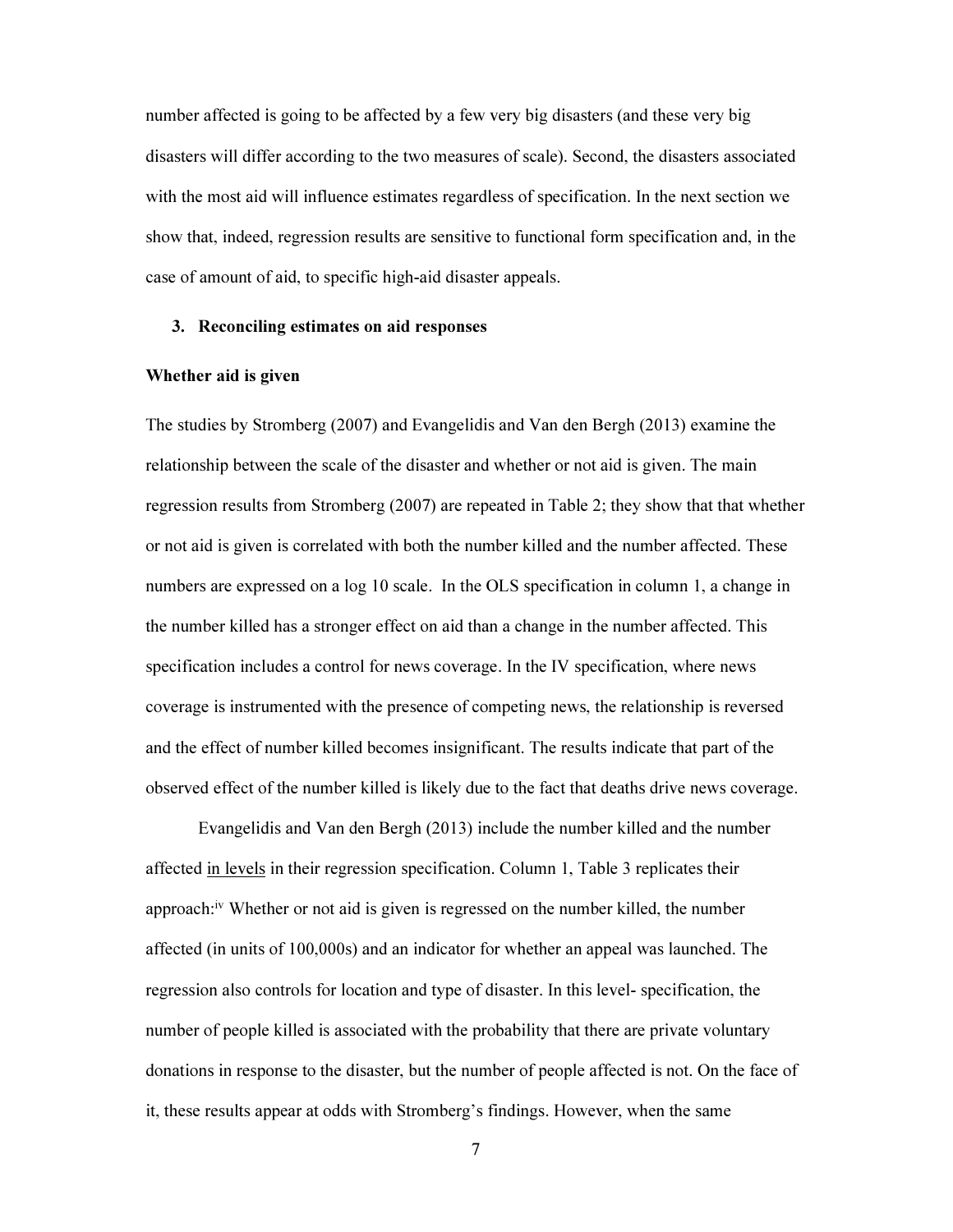number affected is going to be affected by a few very big disasters (and these very big disasters will differ according to the two measures of scale). Second, the disasters associated with the most aid will influence estimates regardless of specification. In the next section we show that, indeed, regression results are sensitive to functional form specification and, in the case of amount of aid, to specific high-aid disaster appeals.

## 3. Reconciling estimates on aid responses

### Whether aid is given

The studies by Stromberg (2007) and Evangelidis and Van den Bergh (2013) examine the relationship between the scale of the disaster and whether or not aid is given. The main regression results from Stromberg (2007) are repeated in Table 2; they show that that whether or not aid is given is correlated with both the number killed and the number affected. These numbers are expressed on a log 10 scale. In the OLS specification in column 1, a change in the number killed has a stronger effect on aid than a change in the number affected. This specification includes a control for news coverage. In the IV specification, where news coverage is instrumented with the presence of competing news, the relationship is reversed and the effect of number killed becomes insignificant. The results indicate that part of the observed effect of the number killed is likely due to the fact that deaths drive news coverage.

Evangelidis and Van den Bergh (2013) include the number killed and the number affected in levels in their regression specification. Column 1, Table 3 replicates their approach:[iv] Whether or not aid is given is regressed on the number killed, the number affected (in units of 100,000s) and an indicator for whether an appeal was launched. The regression also controls for location and type of disaster. In this level- specification, the number of people killed is associated with the probability that there are private voluntary donations in response to the disaster, but the number of people affected is not. On the face of it, these results appear at odds with Stromberg's findings. However, when the same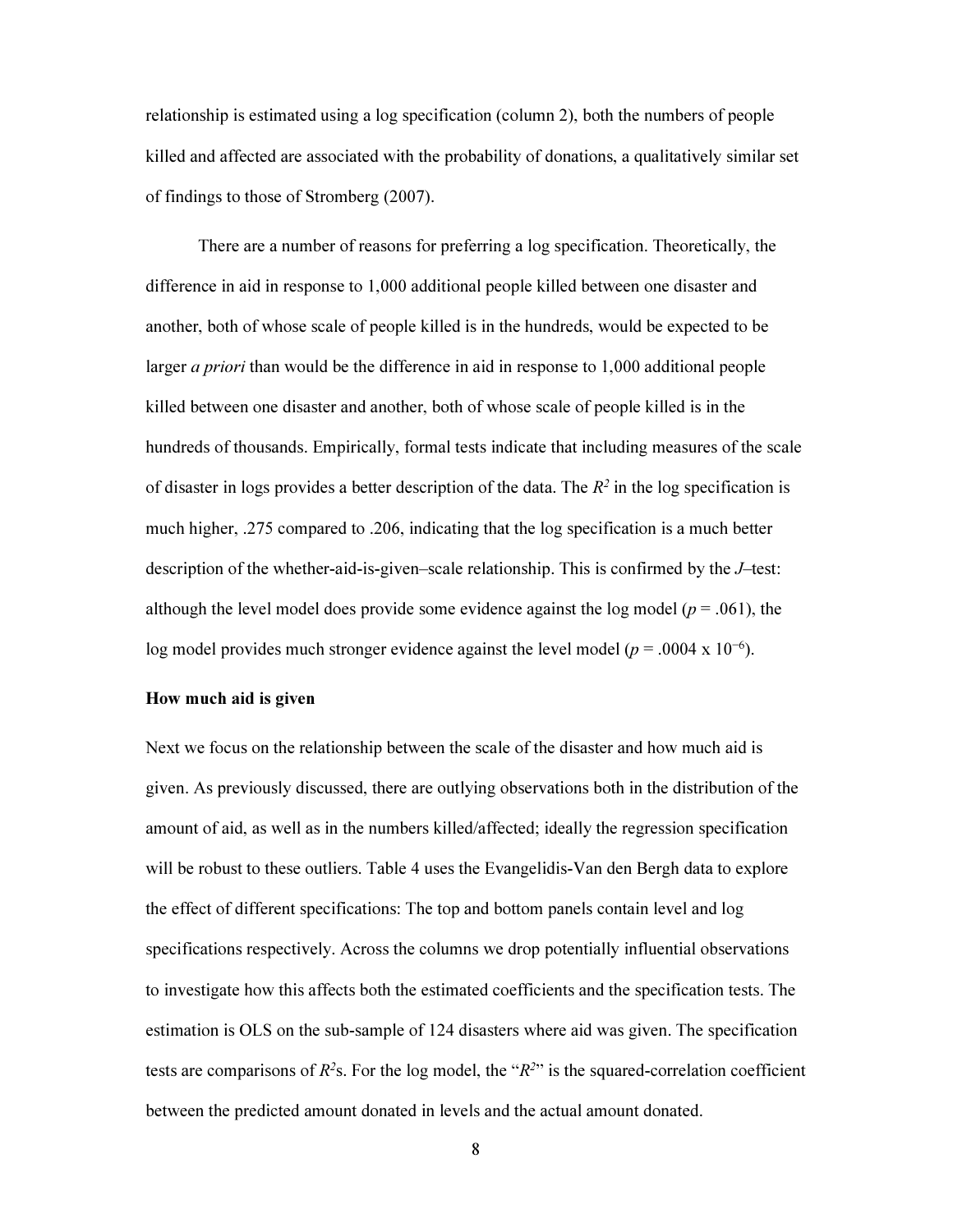relationship is estimated using a log specification (column 2), both the numbers of people killed and affected are associated with the probability of donations, a qualitatively similar set of findings to those of Stromberg (2007).

There are a number of reasons for preferring a log specification. Theoretically, the difference in aid in response to 1,000 additional people killed between one disaster and another, both of whose scale of people killed is in the hundreds, would be expected to be larger *a priori* than would be the difference in aid in response to 1,000 additional people killed between one disaster and another, both of whose scale of people killed is in the hundreds of thousands. Empirically, formal tests indicate that including measures of the scale of disaster in logs provides a better description of the data. The $R^2$ in the log specification is much higher, .275 compared to .206, indicating that the log specification is a much better description of the whether-aid-is-given–scale relationship. This is confirmed by the *J*–test: although the level model does provide some evidence against the log model ($p = .061$), the log model provides much stronger evidence against the level model ($p = .0004 \times 10^{-6}$).

**How much aid is given**

Next we focus on the relationship between the scale of the disaster and how much aid is given. As previously discussed, there are outlying observations both in the distribution of the amount of aid, as well as in the numbers killed/affected; ideally the regression specification will be robust to these outliers. Table 4 uses the Evangelidis-Van den Bergh data to explore the effect of different specifications: The top and bottom panels contain level and log specifications respectively. Across the columns we drop potentially influential observations to investigate how this affects both the estimated coefficients and the specification tests. The estimation is OLS on the sub-sample of 124 disasters where aid was given. The specification tests are comparisons of $R^2$s. For the log model, the "$R^2$" is the squared-correlation coefficient between the predicted amount donated in levels and the actual amount donated.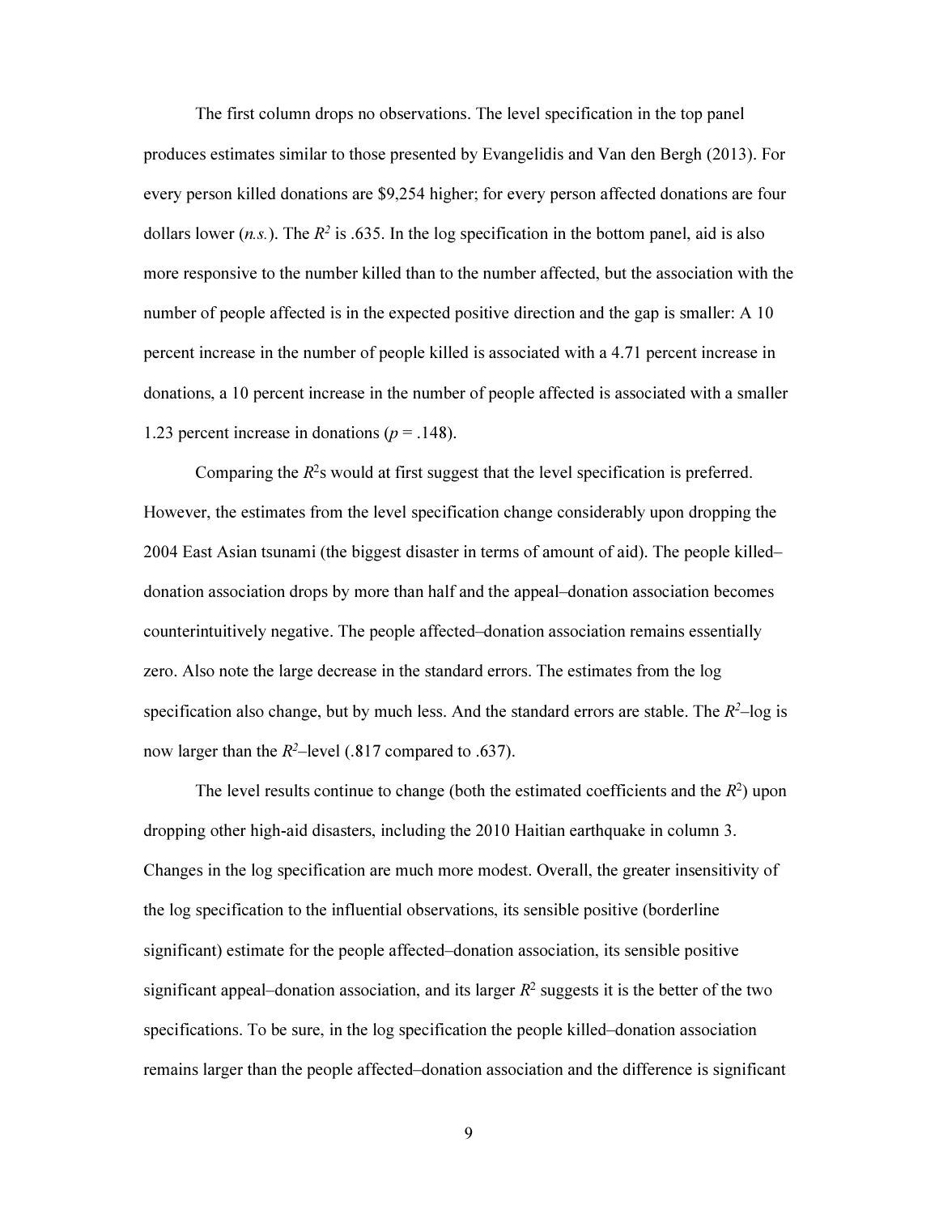The first column drops no observations. The level specification in the top panel produces estimates similar to those presented by Evangelidis and Van den Bergh (2013). For every person killed donations are $9,254 higher; for every person affected donations are four dollars lower (*n.s.*). The $R^2$ is .635. In the log specification in the bottom panel, aid is also more responsive to the number killed than to the number affected, but the association with the number of people affected is in the expected positive direction and the gap is smaller: A 10 percent increase in the number of people killed is associated with a 4.71 percent increase in donations, a 10 percent increase in the number of people affected is associated with a smaller 1.23 percent increase in donations ($p$ = .148).

Comparing the $R^2$s would at first suggest that the level specification is preferred. However, the estimates from the level specification change considerably upon dropping the 2004 East Asian tsunami (the biggest disaster in terms of amount of aid). The people killed–donation association drops by more than half and the appeal–donation association becomes counterintuitively negative. The people affected–donation association remains essentially zero. Also note the large decrease in the standard errors. The estimates from the log specification also change, but by much less. And the standard errors are stable. The $R^2$–log is now larger than the $R^2$–level (.817 compared to .637).

The level results continue to change (both the estimated coefficients and the $R^2$) upon dropping other high-aid disasters, including the 2010 Haitian earthquake in column 3. Changes in the log specification are much more modest. Overall, the greater insensitivity of the log specification to the influential observations, its sensible positive (borderline significant) estimate for the people affected–donation association, its sensible positive significant appeal–donation association, and its larger $R^2$ suggests it is the better of the two specifications. To be sure, in the log specification the people killed–donation association remains larger than the people affected–donation association and the difference is significant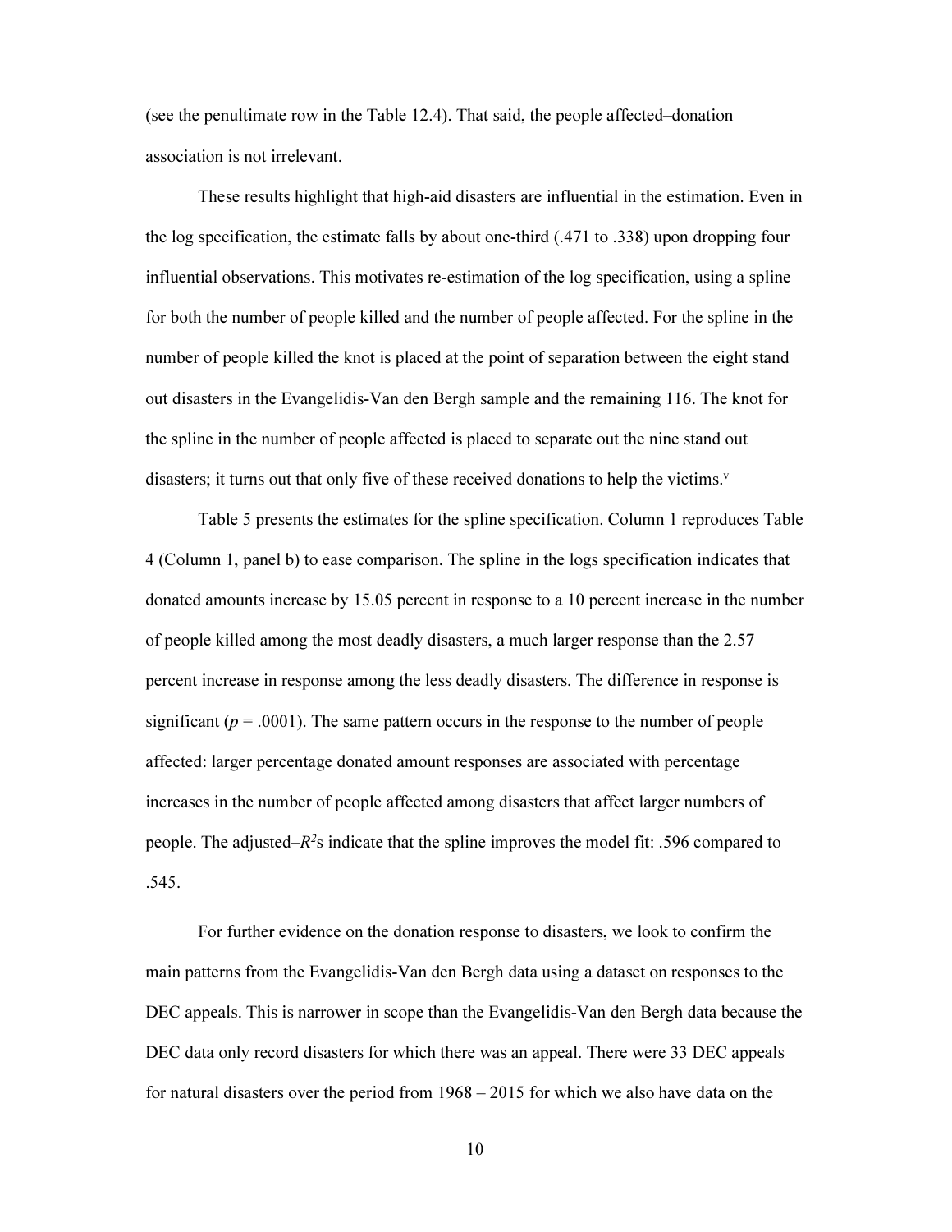(see the penultimate row in the Table 12.4). That said, the people affected–donation association is not irrelevant.

These results highlight that high-aid disasters are influential in the estimation. Even in the log specification, the estimate falls by about one-third (.471 to .338) upon dropping four influential observations. This motivates re-estimation of the log specification, using a spline for both the number of people killed and the number of people affected. For the spline in the number of people killed the knot is placed at the point of separation between the eight stand out disasters in the Evangelidis-Van den Bergh sample and the remaining 116. The knot for the spline in the number of people affected is placed to separate out the nine stand out disasters; it turns out that only five of these received donations to help the victims.[v]

Table 5 presents the estimates for the spline specification. Column 1 reproduces Table 4 (Column 1, panel b) to ease comparison. The spline in the logs specification indicates that donated amounts increase by 15.05 percent in response to a 10 percent increase in the number of people killed among the most deadly disasters, a much larger response than the 2.57 percent increase in response among the less deadly disasters. The difference in response is significant ($p$ = .0001). The same pattern occurs in the response to the number of people affected: larger percentage donated amount responses are associated with percentage increases in the number of people affected among disasters that affect larger numbers of people. The adjusted–$R^2$s indicate that the spline improves the model fit: .596 compared to .545.

For further evidence on the donation response to disasters, we look to confirm the main patterns from the Evangelidis-Van den Bergh data using a dataset on responses to the DEC appeals. This is narrower in scope than the Evangelidis-Van den Bergh data because the DEC data only record disasters for which there was an appeal. There were 33 DEC appeals for natural disasters over the period from 1968 – 2015 for which we also have data on the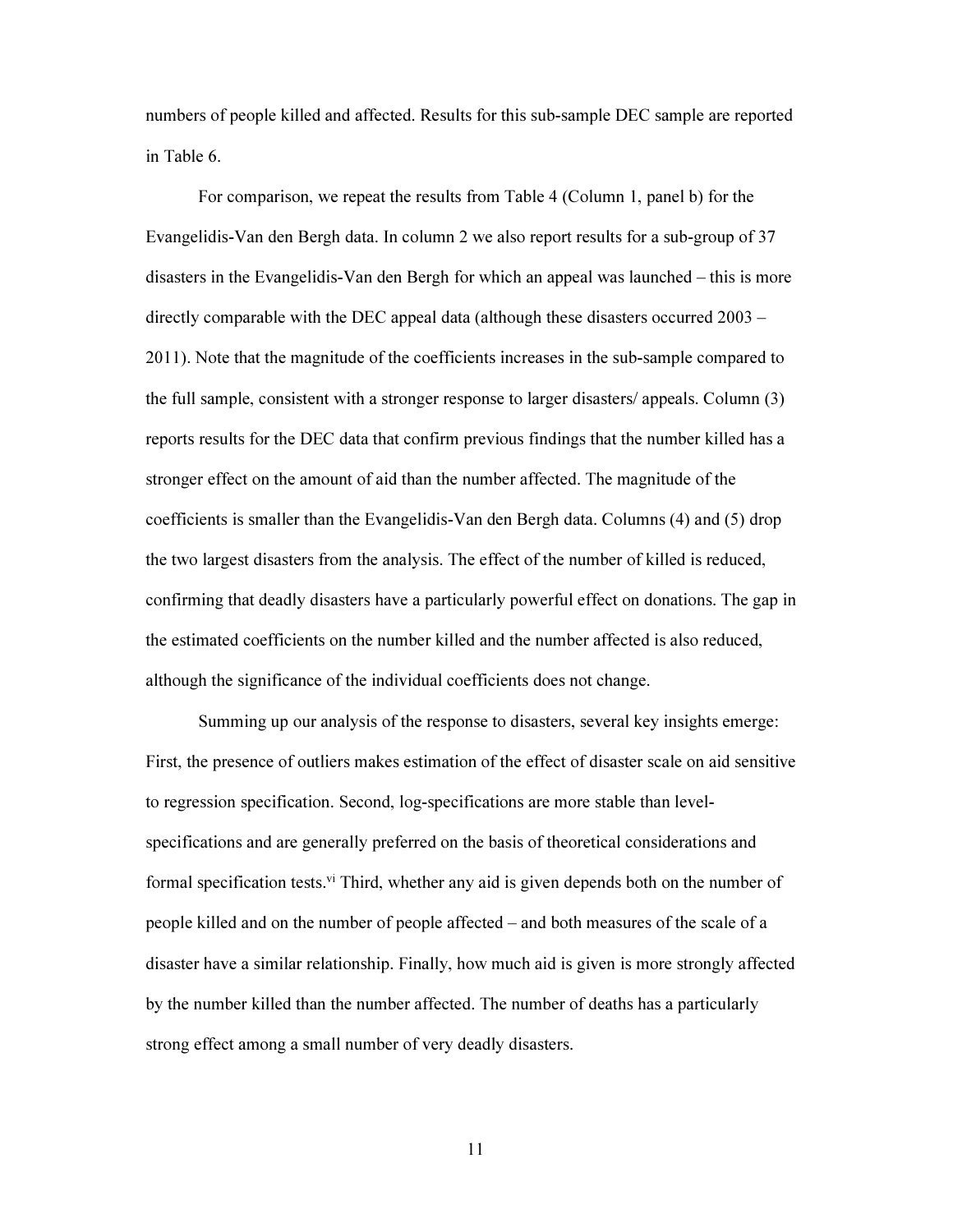numbers of people killed and affected. Results for this sub-sample DEC sample are reported in Table 6.

For comparison, we repeat the results from Table 4 (Column 1, panel b) for the Evangelidis-Van den Bergh data. In column 2 we also report results for a sub-group of 37 disasters in the Evangelidis-Van den Bergh for which an appeal was launched – this is more directly comparable with the DEC appeal data (although these disasters occurred 2003 – 2011). Note that the magnitude of the coefficients increases in the sub-sample compared to the full sample, consistent with a stronger response to larger disasters/ appeals. Column (3) reports results for the DEC data that confirm previous findings that the number killed has a stronger effect on the amount of aid than the number affected. The magnitude of the coefficients is smaller than the Evangelidis-Van den Bergh data. Columns (4) and (5) drop the two largest disasters from the analysis. The effect of the number of killed is reduced, confirming that deadly disasters have a particularly powerful effect on donations. The gap in the estimated coefficients on the number killed and the number affected is also reduced, although the significance of the individual coefficients does not change.

Summing up our analysis of the response to disasters, several key insights emerge: First, the presence of outliers makes estimation of the effect of disaster scale on aid sensitive to regression specification. Second, log-specifications are more stable than level-specifications and are generally preferred on the basis of theoretical considerations and formal specification tests.[vi] Third, whether any aid is given depends both on the number of people killed and on the number of people affected – and both measures of the scale of a disaster have a similar relationship. Finally, how much aid is given is more strongly affected by the number killed than the number affected. The number of deaths has a particularly strong effect among a small number of very deadly disasters.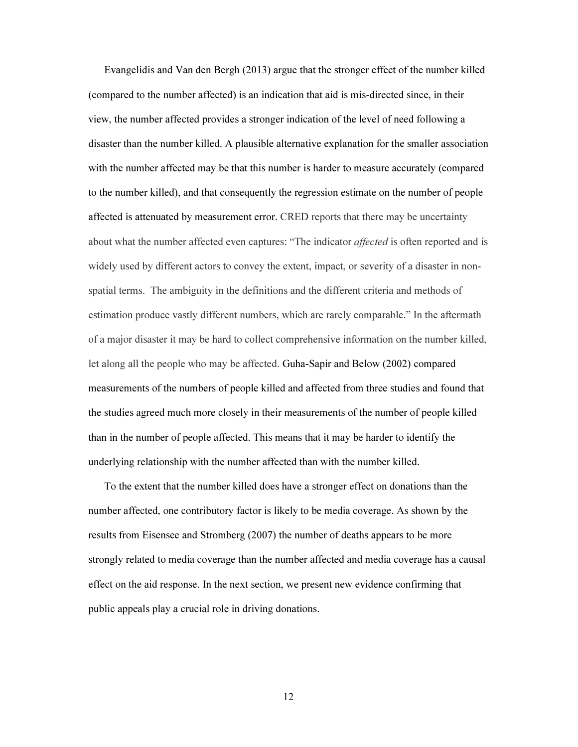Evangelidis and Van den Bergh (2013) argue that the stronger effect of the number killed (compared to the number affected) is an indication that aid is mis-directed since, in their view, the number affected provides a stronger indication of the level of need following a disaster than the number killed. A plausible alternative explanation for the smaller association with the number affected may be that this number is harder to measure accurately (compared to the number killed), and that consequently the regression estimate on the number of people affected is attenuated by measurement error. CRED reports that there may be uncertainty about what the number affected even captures: "The indicator *affected* is often reported and is widely used by different actors to convey the extent, impact, or severity of a disaster in non-spatial terms. The ambiguity in the definitions and the different criteria and methods of estimation produce vastly different numbers, which are rarely comparable." In the aftermath of a major disaster it may be hard to collect comprehensive information on the number killed, let along all the people who may be affected. Guha-Sapir and Below (2002) compared measurements of the numbers of people killed and affected from three studies and found that the studies agreed much more closely in their measurements of the number of people killed than in the number of people affected. This means that it may be harder to identify the underlying relationship with the number affected than with the number killed.

To the extent that the number killed does have a stronger effect on donations than the number affected, one contributory factor is likely to be media coverage. As shown by the results from Eisensee and Stromberg (2007) the number of deaths appears to be more strongly related to media coverage than the number affected and media coverage has a causal effect on the aid response. In the next section, we present new evidence confirming that public appeals play a crucial role in driving donations.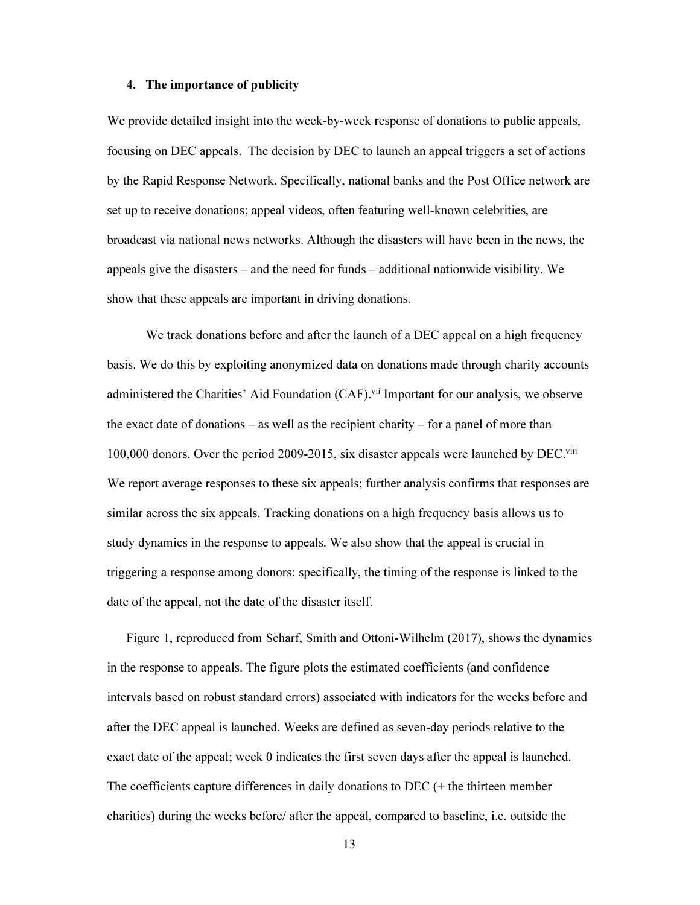## 4. The importance of publicity

We provide detailed insight into the week-by-week response of donations to public appeals, focusing on DEC appeals. The decision by DEC to launch an appeal triggers a set of actions by the Rapid Response Network. Specifically, national banks and the Post Office network are set up to receive donations; appeal videos, often featuring well-known celebrities, are broadcast via national news networks. Although the disasters will have been in the news, the appeals give the disasters – and the need for funds – additional nationwide visibility. We show that these appeals are important in driving donations.

We track donations before and after the launch of a DEC appeal on a high frequency basis. We do this by exploiting anonymized data on donations made through charity accounts administered the Charities' Aid Foundation (CAF).[vii] Important for our analysis, we observe the exact date of donations – as well as the recipient charity – for a panel of more than 100,000 donors. Over the period 2009-2015, six disaster appeals were launched by DEC.[viii] We report average responses to these six appeals; further analysis confirms that responses are similar across the six appeals. Tracking donations on a high frequency basis allows us to study dynamics in the response to appeals. We also show that the appeal is crucial in triggering a response among donors: specifically, the timing of the response is linked to the date of the appeal, not the date of the disaster itself.

Figure 1, reproduced from Scharf, Smith and Ottoni-Wilhelm (2017), shows the dynamics in the response to appeals. The figure plots the estimated coefficients (and confidence intervals based on robust standard errors) associated with indicators for the weeks before and after the DEC appeal is launched. Weeks are defined as seven-day periods relative to the exact date of the appeal; week 0 indicates the first seven days after the appeal is launched. The coefficients capture differences in daily donations to DEC (+ the thirteen member charities) during the weeks before/ after the appeal, compared to baseline, i.e. outside the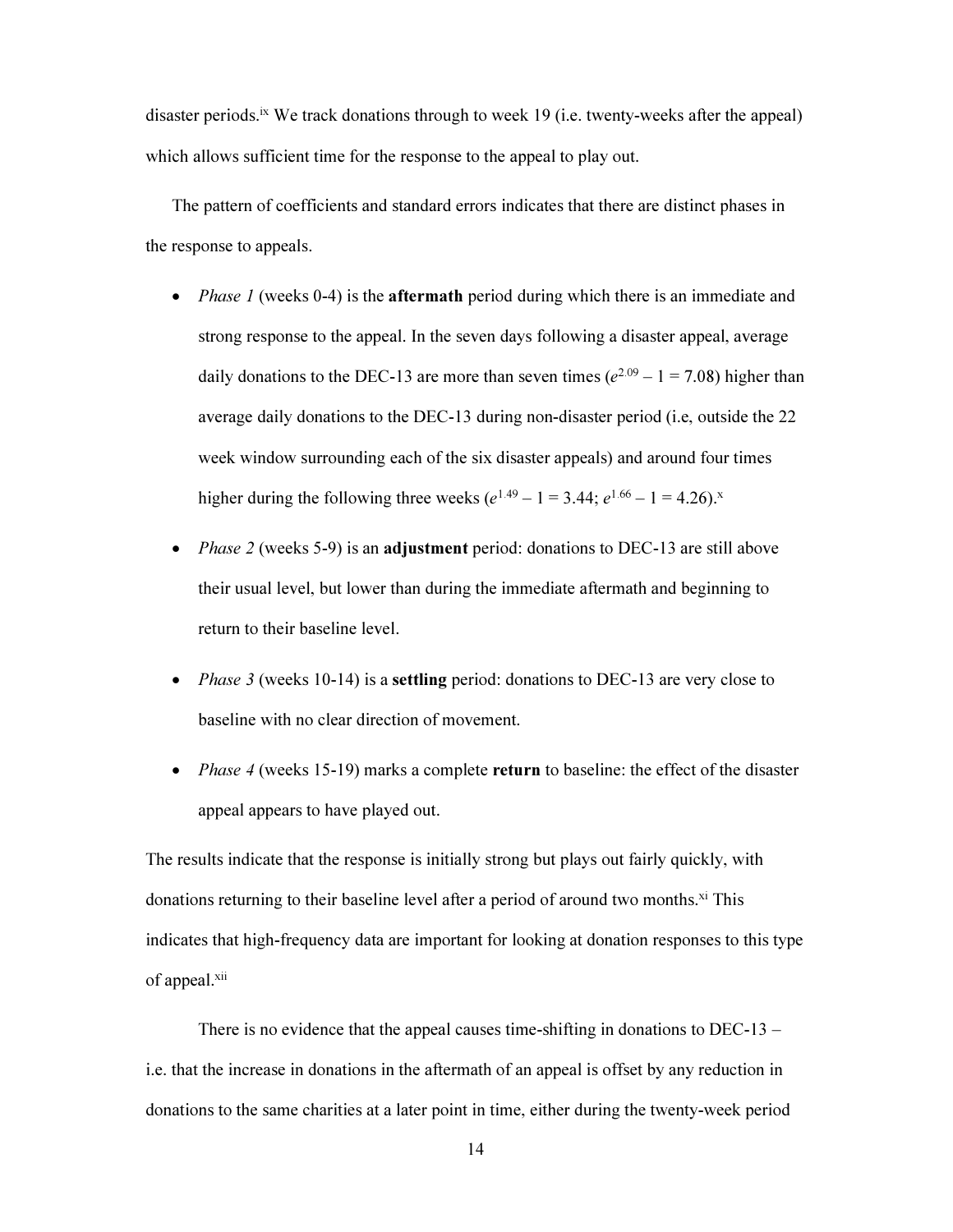disaster periods.[ix] We track donations through to week 19 (i.e. twenty-weeks after the appeal) which allows sufficient time for the response to the appeal to play out.

The pattern of coefficients and standard errors indicates that there are distinct phases in the response to appeals.

- *Phase 1* (weeks 0-4) is the **aftermath** period during which there is an immediate and strong response to the appeal. In the seven days following a disaster appeal, average daily donations to the DEC-13 are more than seven times ($e^{2.09} - 1 = 7.08$) higher than average daily donations to the DEC-13 during non-disaster period (i.e, outside the 22 week window surrounding each of the six disaster appeals) and around four times higher during the following three weeks ($e^{1.49} - 1 = 3.44$; $e^{1.66} - 1 = 4.26$).[x]
- *Phase 2* (weeks 5-9) is an **adjustment** period: donations to DEC-13 are still above their usual level, but lower than during the immediate aftermath and beginning to return to their baseline level.
- *Phase 3* (weeks 10-14) is a **settling** period: donations to DEC-13 are very close to baseline with no clear direction of movement.
- *Phase 4* (weeks 15-19) marks a complete **return** to baseline: the effect of the disaster appeal appears to have played out.

The results indicate that the response is initially strong but plays out fairly quickly, with donations returning to their baseline level after a period of around two months.[xi] This indicates that high-frequency data are important for looking at donation responses to this type of appeal.[xii]

There is no evidence that the appeal causes time-shifting in donations to DEC-13 – i.e. that the increase in donations in the aftermath of an appeal is offset by any reduction in donations to the same charities at a later point in time, either during the twenty-week period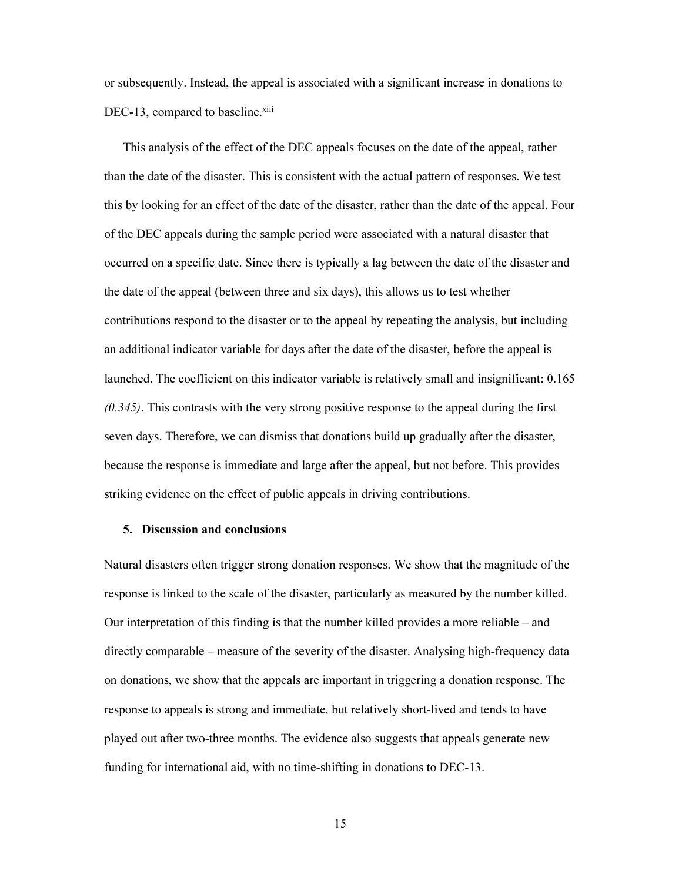or subsequently. Instead, the appeal is associated with a significant increase in donations to DEC-13, compared to baseline.[xiii]

This analysis of the effect of the DEC appeals focuses on the date of the appeal, rather than the date of the disaster. This is consistent with the actual pattern of responses. We test this by looking for an effect of the date of the disaster, rather than the date of the appeal. Four of the DEC appeals during the sample period were associated with a natural disaster that occurred on a specific date. Since there is typically a lag between the date of the disaster and the date of the appeal (between three and six days), this allows us to test whether contributions respond to the disaster or to the appeal by repeating the analysis, but including an additional indicator variable for days after the date of the disaster, before the appeal is launched. The coefficient on this indicator variable is relatively small and insignificant: 0.165 *(0.345)*. This contrasts with the very strong positive response to the appeal during the first seven days. Therefore, we can dismiss that donations build up gradually after the disaster, because the response is immediate and large after the appeal, but not before. This provides striking evidence on the effect of public appeals in driving contributions.

## 5. Discussion and conclusions

Natural disasters often trigger strong donation responses. We show that the magnitude of the response is linked to the scale of the disaster, particularly as measured by the number killed. Our interpretation of this finding is that the number killed provides a more reliable – and directly comparable – measure of the severity of the disaster. Analysing high-frequency data on donations, we show that the appeals are important in triggering a donation response. The response to appeals is strong and immediate, but relatively short-lived and tends to have played out after two-three months. The evidence also suggests that appeals generate new funding for international aid, with no time-shifting in donations to DEC-13.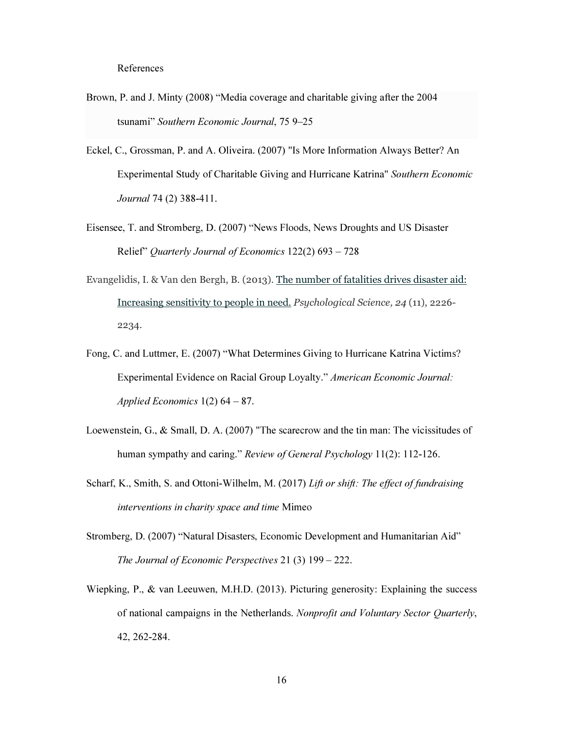## References

Brown, P. and J. Minty (2008) "Media coverage and charitable giving after the 2004 tsunami" *Southern Economic Journal*, 75 9–25

Eckel, C., Grossman, P. and A. Oliveira. (2007) "Is More Information Always Better? An Experimental Study of Charitable Giving and Hurricane Katrina" *Southern Economic Journal* 74 (2) 388-411.

Eisensee, T. and Stromberg, D. (2007) "News Floods, News Droughts and US Disaster Relief" *Quarterly Journal of Economics* 122(2) 693 – 728

Evangelidis, I. & Van den Bergh, B. (2013). The number of fatalities drives disaster aid: Increasing sensitivity to people in need. *Psychological Science, 24* (11), 2226-2234.

Fong, C. and Luttmer, E. (2007) "What Determines Giving to Hurricane Katrina Victims? Experimental Evidence on Racial Group Loyalty." *American Economic Journal: Applied Economics* 1(2) 64 – 87.

Loewenstein, G., & Small, D. A. (2007) "The scarecrow and the tin man: The vicissitudes of human sympathy and caring." *Review of General Psychology* 11(2): 112-126.

Scharf, K., Smith, S. and Ottoni-Wilhelm, M. (2017) *Lift or shift: The effect of fundraising interventions in charity space and time* Mimeo

Stromberg, D. (2007) "Natural Disasters, Economic Development and Humanitarian Aid" *The Journal of Economic Perspectives* 21 (3) 199 – 222.

Wiepking, P., & van Leeuwen, M.H.D. (2013). Picturing generosity: Explaining the success of national campaigns in the Netherlands. *Nonprofit and Voluntary Sector Quarterly*, 42, 262-284.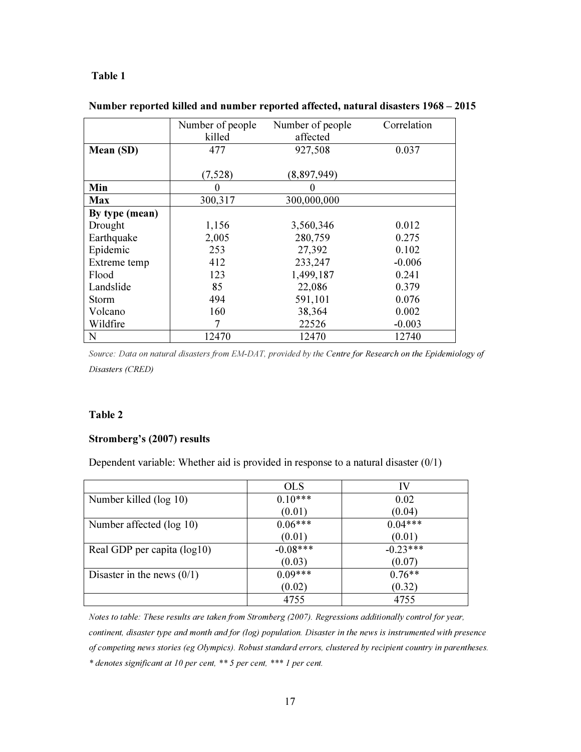**Table 1**

**Number reported killed and number reported affected, natural disasters 1968 – 2015**

| | Number of people killed | Number of people affected | Correlation |
|---|---|---|---|
| **Mean (SD)** | 477<br><br>(7,528) | 927,508<br><br>(8,897,949) | 0.037 |
| **Min** | 0 | 0 | |
| **Max** | 300,317 | 300,000,000 | |
| **By type (mean)** | | | |
| Drought | 1,156 | 3,560,346 | 0.012 |
| Earthquake | 2,005 | 280,759 | 0.275 |
| Epidemic | 253 | 27,392 | 0.102 |
| Extreme temp | 412 | 233,247 | -0.006 |
| Flood | 123 | 1,499,187 | 0.241 |
| Landslide | 85 | 22,086 | 0.379 |
| Storm | 494 | 591,101 | 0.076 |
| Volcano | 160 | 38,364 | 0.002 |
| Wildfire | 7 | 22526 | -0.003 |
| N | 12470 | 12470 | 12740 |

*Source: Data on natural disasters from EM-DAT, provided by the Centre for Research on the Epidemiology of Disasters (CRED)*

**Table 2**

**Stromberg's (2007) results**

Dependent variable: Whether aid is provided in response to a natural disaster (0/1)

| | OLS | IV |
|---|---|---|
| Number killed (log 10) | 0.10***<br>(0.01) | 0.02<br>(0.04) |
| Number affected (log 10) | 0.06***<br>(0.01) | 0.04***<br>(0.01) |
| Real GDP per capita (log10) | -0.08***<br>(0.03) | -0.23***<br>(0.07) |
| Disaster in the news (0/1) | 0.09***<br>(0.02) | 0.76**<br>(0.32) |
| | 4755 | 4755 |

*Notes to table: These results are taken from Stromberg (2007). Regressions additionally control for year, continent, disaster type and month and for (log) population. Disaster in the news is instrumented with presence of competing news stories (eg Olympics). Robust standard errors, clustered by recipient country in parentheses. * denotes significant at 10 per cent, ** 5 per cent, *** 1 per cent.*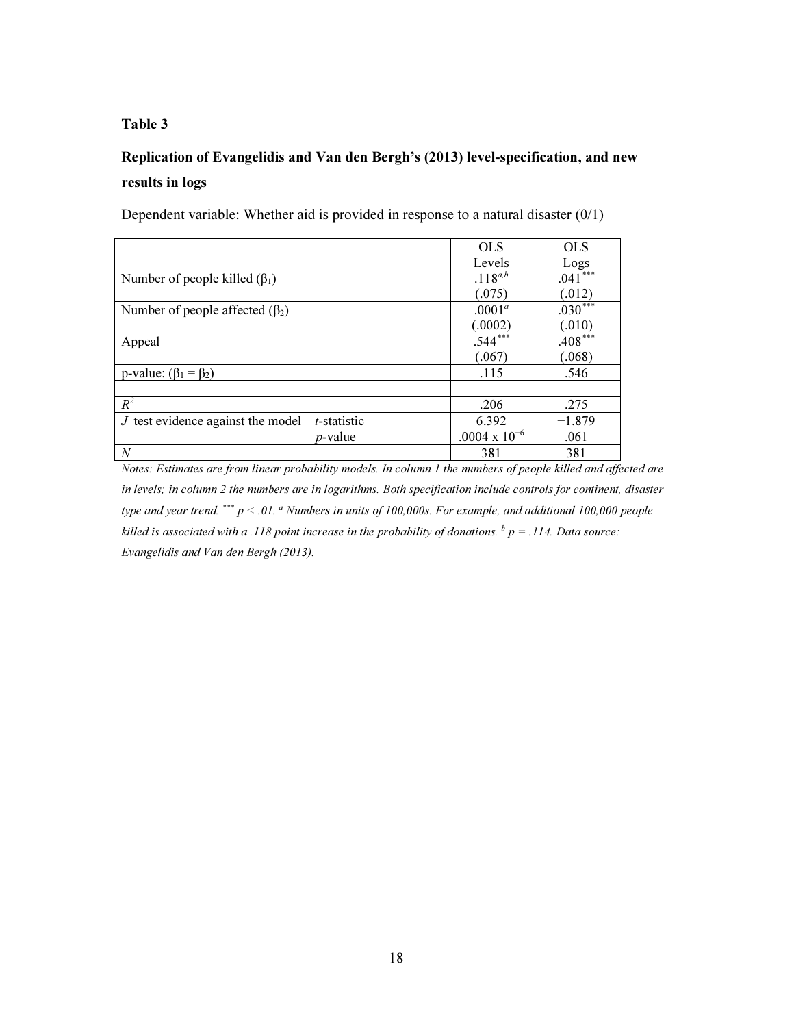**Table 3**

**Replication of Evangelidis and Van den Bergh's (2013) level-specification, and new results in logs**

Dependent variable: Whether aid is provided in response to a natural disaster (0/1)

| | | OLS Levels | OLS Logs |
|---|---|---|---|
| Number of people killed ($\beta_1$) | | .118[a,b] | .041*** |
| | | (.075) | (.012) |
| Number of people affected ($\beta_2$) | | .0001[a] | .030*** |
| | | (.0002) | (.010) |
| Appeal | | .544*** | .408*** |
| | | (.067) | (.068) |
| p-value: ($\beta_1 = \beta_2$) | | .115 | .546 |
| | | | |
| $R^2$ | | .206 | .275 |
| *J*–test evidence against the model | *t*-statistic | 6.392 | −1.879 |
| | *p*-value | $.0004 \times 10^{-6}$ | .061 |
| *N* | | 381 | 381 |

*Notes: Estimates are from linear probability models. In column 1 the numbers of people killed and affected are in levels; in column 2 the numbers are in logarithms. Both specification include controls for continent, disaster type and year trend.* *** $p < .01$. [a] *Numbers in units of 100,000s. For example, and additional 100,000 people killed is associated with a .118 point increase in the probability of donations.* [b] $p = .114$. *Data source: Evangelidis and Van den Bergh (2013).*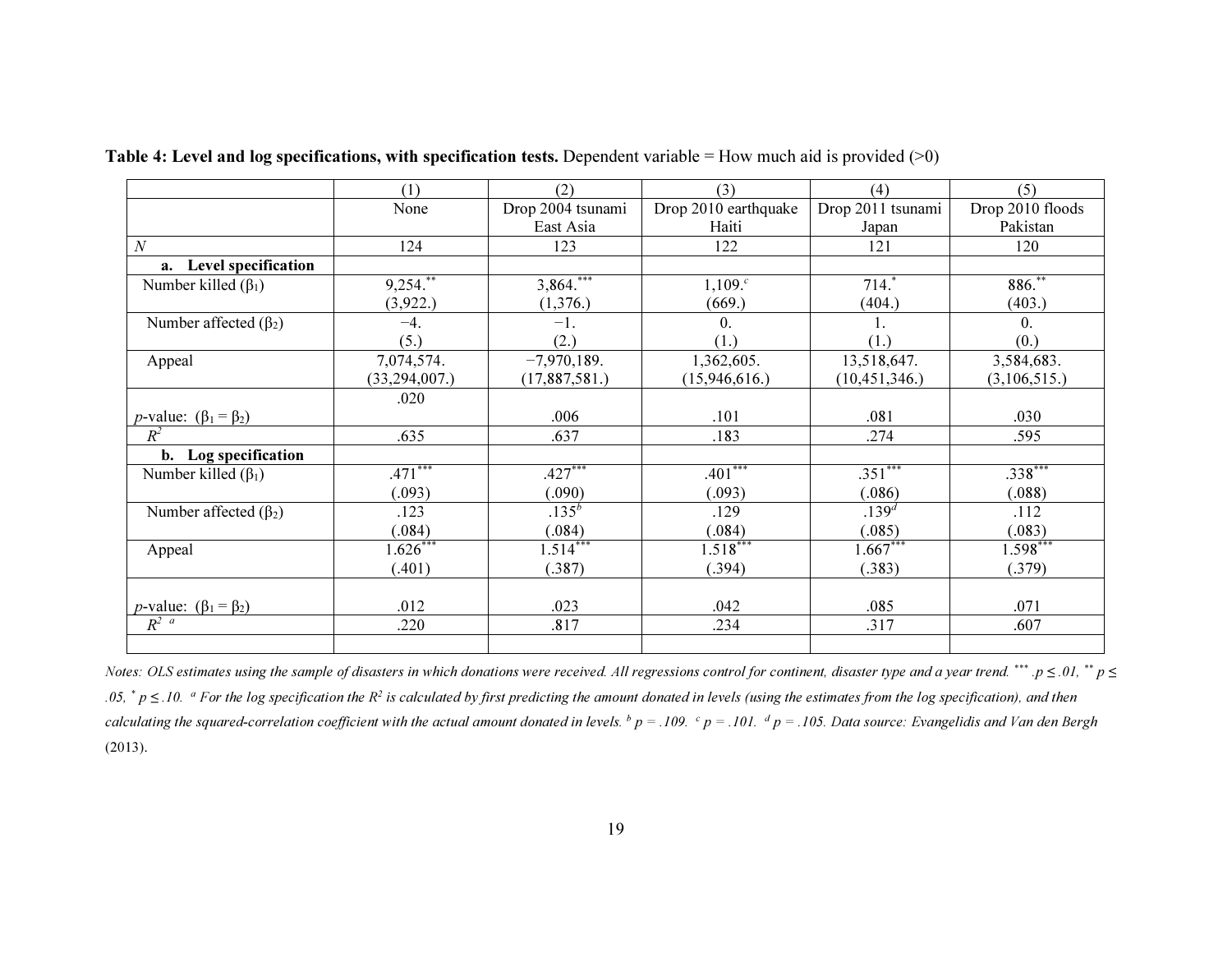**Table 4: Level and log specifications, with specification tests.** Dependent variable = How much aid is provided (>0)

| | (1) None | (2) Drop 2004 tsunami East Asia | (3) Drop 2010 earthquake Haiti | (4) Drop 2011 tsunami Japan | (5) Drop 2010 floods Pakistan |
|---|---|---|---|---|---|
| $N$ | 124 | 123 | 122 | 121 | 120 |
| **a. Level specification** | | | | | |
| Number killed ($\beta_1$) | 9,254.** | 3,864.*** | 1,109.[c] | 714.* | 886.** |
| | (3,922.) | (1,376.) | (669.) | (404.) | (403.) |
| Number affected ($\beta_2$) | −4. | −1. | 0. | 1. | 0. |
| | (5.) | (2.) | (1.) | (1.) | (0.) |
| Appeal | 7,074,574. | −7,970,189. | 1,362,605. | 13,518,647. | 3,584,683. |
| | (33,294,007.) | (17,887,581.) | (15,946,616.) | (10,451,346.) | (3,106,515.) |
| $p$-value: ($\beta_1 = \beta_2$) | .020 | .006 | .101 | .081 | .030 |
| $R^2$ | .635 | .637 | .183 | .274 | .595 |
| **b. Log specification** | | | | | |
| Number killed ($\beta_1$) | .471*** | .427*** | .401*** | .351*** | .338*** |
| | (.093) | (.090) | (.093) | (.086) | (.088) |
| Number affected ($\beta_2$) | .123 | .135[b] | .129 | .139[d] | .112 |
| | (.084) | (.084) | (.084) | (.085) | (.083) |
| Appeal | 1.626*** | 1.514*** | 1.518*** | 1.667*** | 1.598*** |
| | (.401) | (.387) | (.394) | (.383) | (.379) |
| $p$-value: ($\beta_1 = \beta_2$) | .012 | .023 | .042 | .085 | .071 |
| $R^2$ [a] | .220 | .817 | .234 | .317 | .607 |

*Notes: OLS estimates using the sample of disasters in which donations were received. All regressions control for continent, disaster type and a year trend. \*\*\* $p \leq .01$, \*\* $p \leq .05$, \* $p \leq .10$. [a] For the log specification the $R^2$ is calculated by first predicting the amount donated in levels (using the estimates from the log specification), and then calculating the squared-correlation coefficient with the actual amount donated in levels. [b] $p = .109$. [c] $p = .101$. [d] $p = .105$. Data source: Evangelidis and Van den Bergh (2013).*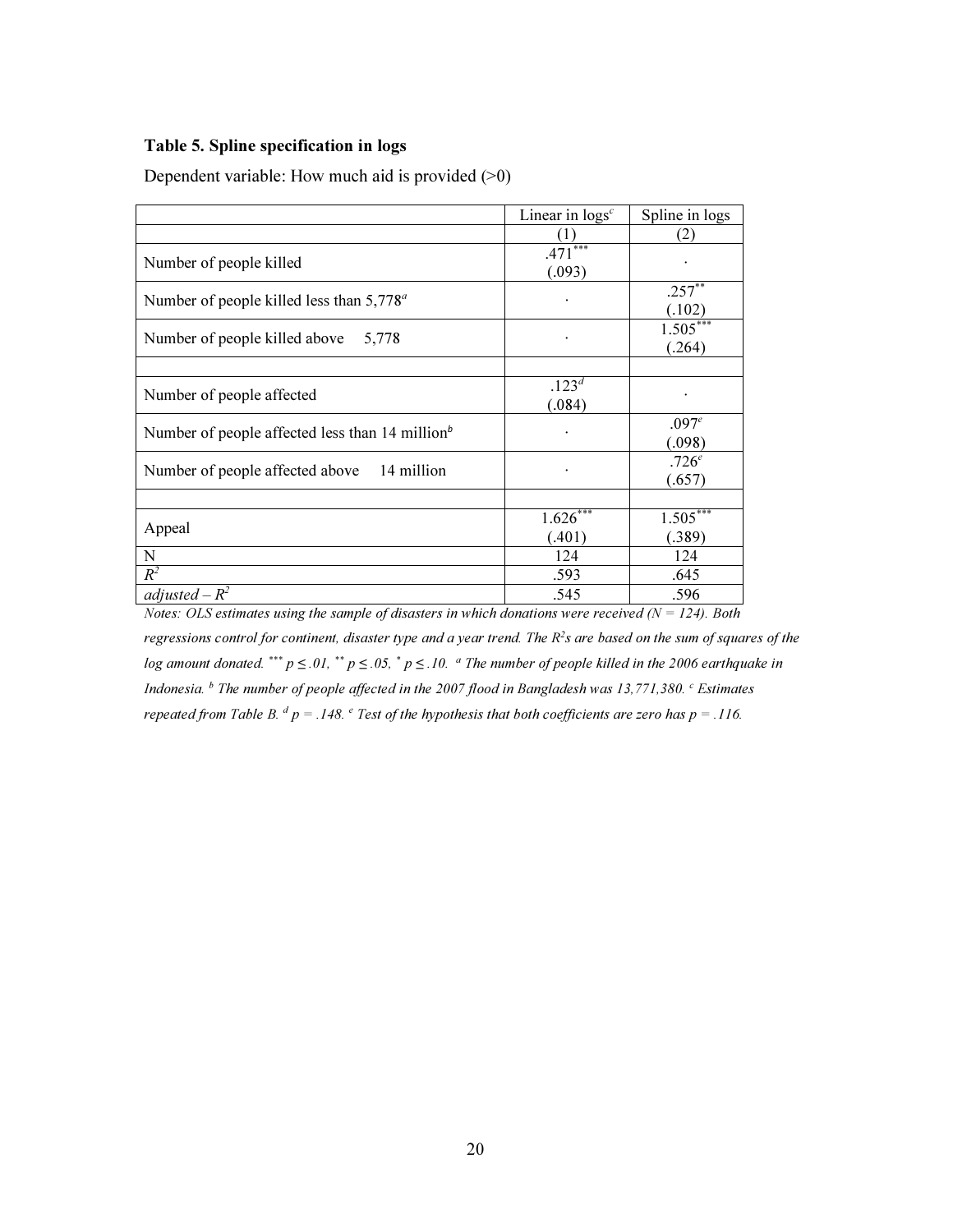**Table 5. Spline specification in logs**

Dependent variable: How much aid is provided (>0)

| | Linear in logs[c] | Spline in logs |
|---|---|---|
| | (1) | (2) |
| Number of people killed | .471*** (.093) | . |
| Number of people killed less than 5,778[a] | . | .257** (.102) |
| Number of people killed above 5,778 | . | 1.505*** (.264) |
| | | |
| Number of people affected | .123[d] (.084) | . |
| Number of people affected less than 14 million[b] | . | .097[e] (.098) |
| Number of people affected above 14 million | . | .726[e] (.657) |
| | | |
| Appeal | 1.626*** (.401) | 1.505*** (.389) |
| N | 124 | 124 |
| $R^2$ | .593 | .645 |
| *adjusted* – $R^2$ | .545 | .596 |

*Notes: OLS estimates using the sample of disasters in which donations were received (N = 124). Both regressions control for continent, disaster type and a year trend. The $R^2$s are based on the sum of squares of the log amount donated. \*\*\* $p \leq .01$, \*\* $p \leq .05$, \* $p \leq .10$. [a] The number of people killed in the 2006 earthquake in Indonesia. [b] The number of people affected in the 2007 flood in Bangladesh was 13,771,380. [c] Estimates repeated from Table B. [d] $p = .148$. [e] Test of the hypothesis that both coefficients are zero has $p = .116$.*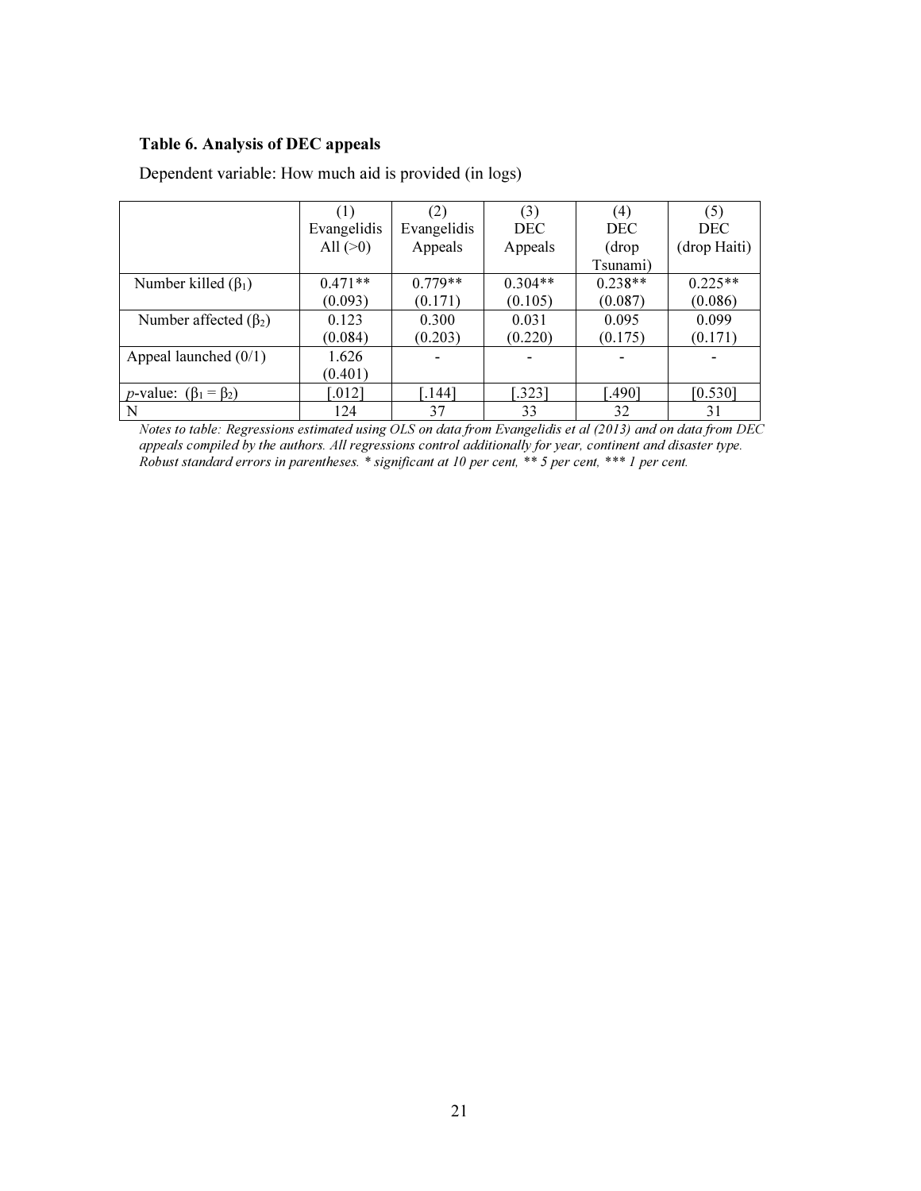**Table 6. Analysis of DEC appeals**

Dependent variable: How much aid is provided (in logs)

| | (1) Evangelidis All (>0) | (2) Evangelidis Appeals | (3) DEC Appeals | (4) DEC (drop Tsunami) | (5) DEC (drop Haiti) |
|---|---|---|---|---|---|
| Number killed ($\beta_1$) | 0.471** | 0.779** | 0.304** | 0.238** | 0.225** |
| | (0.093) | (0.171) | (0.105) | (0.087) | (0.086) |
| Number affected ($\beta_2$) | 0.123 | 0.300 | 0.031 | 0.095 | 0.099 |
| | (0.084) | (0.203) | (0.220) | (0.175) | (0.171) |
| Appeal launched (0/1) | 1.626 | - | - | - | - |
| | (0.401) | | | | |
| *p*-value: ($\beta_1 = \beta_2$) | [.012] | [.144] | [.323] | [.490] | [0.530] |
| N | 124 | 37 | 33 | 32 | 31 |

*Notes to table: Regressions estimated using OLS on data from Evangelidis et al (2013) and on data from DEC appeals compiled by the authors. All regressions control additionally for year, continent and disaster type. Robust standard errors in parentheses. * significant at 10 per cent, ** 5 per cent, *** 1 per cent.*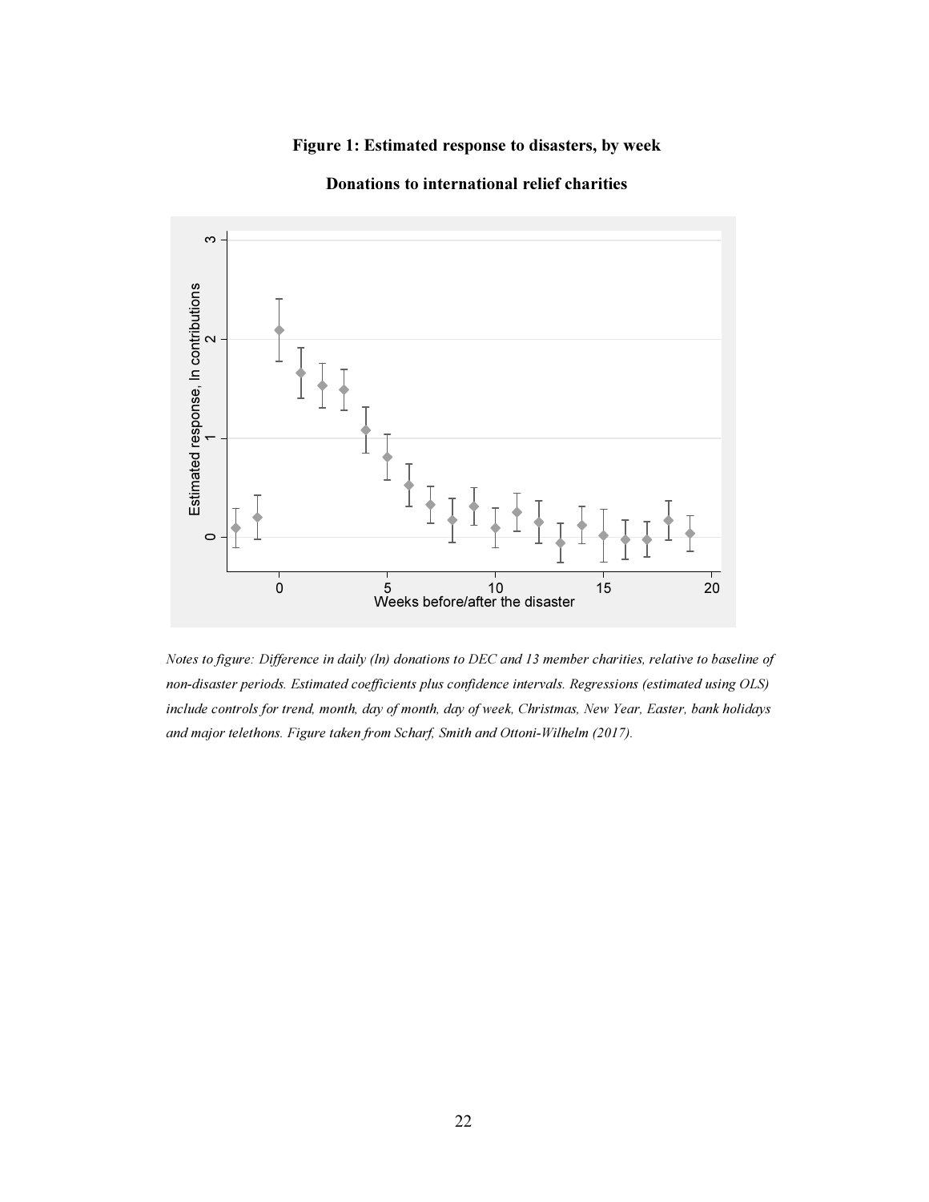**Figure 1: Estimated response to disasters, by week**

**Donations to international relief charities**

*Notes to figure: Difference in daily (ln) donations to DEC and 13 member charities, relative to baseline of non-disaster periods. Estimated coefficients plus confidence intervals. Regressions (estimated using OLS) include controls for trend, month, day of month, day of week, Christmas, New Year, Easter, bank holidays and major telethons. Figure taken from Scharf, Smith and Ottoni-Wilhelm (2017).*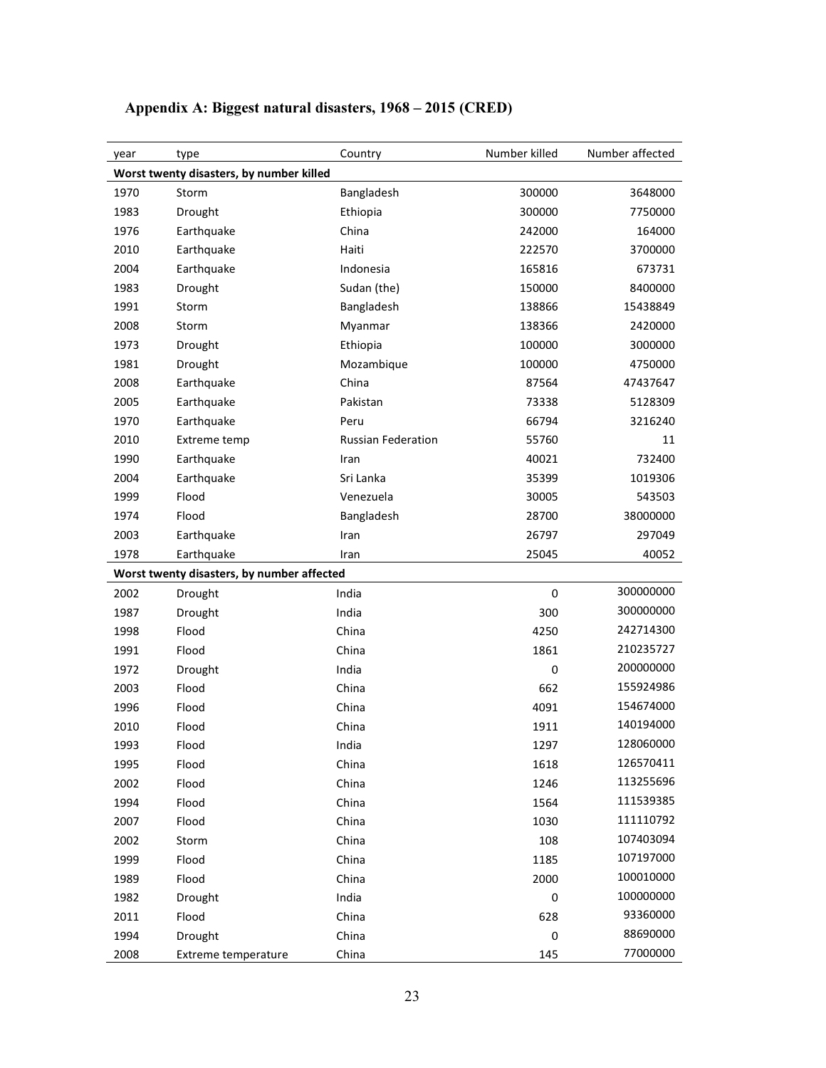# Appendix A: Biggest natural disasters, 1968 – 2015 (CRED)

| year | type | Country | Number killed | Number affected |
|---|---|---|---|---|
| **Worst twenty disasters, by number killed** | | | | |
| 1970 | Storm | Bangladesh | 300000 | 3648000 |
| 1983 | Drought | Ethiopia | 300000 | 7750000 |
| 1976 | Earthquake | China | 242000 | 164000 |
| 2010 | Earthquake | Haiti | 222570 | 3700000 |
| 2004 | Earthquake | Indonesia | 165816 | 673731 |
| 1983 | Drought | Sudan (the) | 150000 | 8400000 |
| 1991 | Storm | Bangladesh | 138866 | 15438849 |
| 2008 | Storm | Myanmar | 138366 | 2420000 |
| 1973 | Drought | Ethiopia | 100000 | 3000000 |
| 1981 | Drought | Mozambique | 100000 | 4750000 |
| 2008 | Earthquake | China | 87564 | 47437647 |
| 2005 | Earthquake | Pakistan | 73338 | 5128309 |
| 1970 | Earthquake | Peru | 66794 | 3216240 |
| 2010 | Extreme temp | Russian Federation | 55760 | 11 |
| 1990 | Earthquake | Iran | 40021 | 732400 |
| 2004 | Earthquake | Sri Lanka | 35399 | 1019306 |
| 1999 | Flood | Venezuela | 30005 | 543503 |
| 1974 | Flood | Bangladesh | 28700 | 38000000 |
| 2003 | Earthquake | Iran | 26797 | 297049 |
| 1978 | Earthquake | Iran | 25045 | 40052 |
| **Worst twenty disasters, by number affected** | | | | |
| 2002 | Drought | India | 0 | 300000000 |
| 1987 | Drought | India | 300 | 300000000 |
| 1998 | Flood | China | 4250 | 242714300 |
| 1991 | Flood | China | 1861 | 210235727 |
| 1972 | Drought | India | 0 | 200000000 |
| 2003 | Flood | China | 662 | 155924986 |
| 1996 | Flood | China | 4091 | 154674000 |
| 2010 | Flood | China | 1911 | 140194000 |
| 1993 | Flood | India | 1297 | 128060000 |
| 1995 | Flood | China | 1618 | 126570411 |
| 2002 | Flood | China | 1246 | 113255696 |
| 1994 | Flood | China | 1564 | 111539385 |
| 2007 | Flood | China | 1030 | 111110792 |
| 2002 | Storm | China | 108 | 107403094 |
| 1999 | Flood | China | 1185 | 107197000 |
| 1989 | Flood | China | 2000 | 100010000 |
| 1982 | Drought | India | 0 | 100000000 |
| 2011 | Flood | China | 628 | 93360000 |
| 1994 | Drought | China | 0 | 88690000 |
| 2008 | Extreme temperature | China | 145 | 77000000 |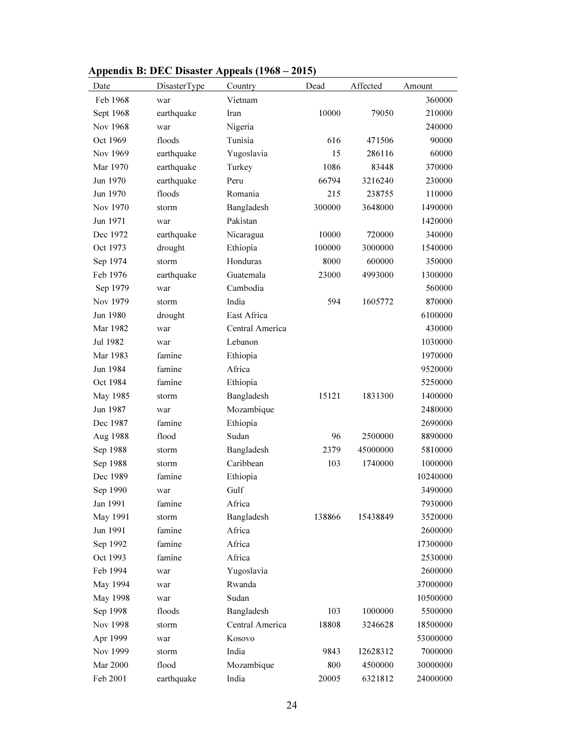**Appendix B: DEC Disaster Appeals (1968 – 2015)**

| Date | DisasterType | Country | Dead | Affected | Amount |
|---|---|---|---|---|---|
| Feb 1968 | war | Vietnam | | | 360000 |
| Sept 1968 | earthquake | Iran | 10000 | 79050 | 210000 |
| Nov 1968 | war | Nigeria | | | 240000 |
| Oct 1969 | floods | Tunisia | 616 | 471506 | 90000 |
| Nov 1969 | earthquake | Yugoslavia | 15 | 286116 | 60000 |
| Mar 1970 | earthquake | Turkey | 1086 | 83448 | 370000 |
| Jun 1970 | earthquake | Peru | 66794 | 3216240 | 230000 |
| Jun 1970 | floods | Romania | 215 | 238755 | 110000 |
| Nov 1970 | storm | Bangladesh | 300000 | 3648000 | 1490000 |
| Jun 1971 | war | Pakistan | | | 1420000 |
| Dec 1972 | earthquake | Nicaragua | 10000 | 720000 | 340000 |
| Oct 1973 | drought | Ethiopia | 100000 | 3000000 | 1540000 |
| Sep 1974 | storm | Honduras | 8000 | 600000 | 350000 |
| Feb 1976 | earthquake | Guatemala | 23000 | 4993000 | 1300000 |
| Sep 1979 | war | Cambodia | | | 560000 |
| Nov 1979 | storm | India | 594 | 1605772 | 870000 |
| Jun 1980 | drought | East Africa | | | 6100000 |
| Mar 1982 | war | Central America | | | 430000 |
| Jul 1982 | war | Lebanon | | | 1030000 |
| Mar 1983 | famine | Ethiopia | | | 1970000 |
| Jun 1984 | famine | Africa | | | 9520000 |
| Oct 1984 | famine | Ethiopia | | | 5250000 |
| May 1985 | storm | Bangladesh | 15121 | 1831300 | 1400000 |
| Jun 1987 | war | Mozambique | | | 2480000 |
| Dec 1987 | famine | Ethiopia | | | 2690000 |
| Aug 1988 | flood | Sudan | 96 | 2500000 | 8890000 |
| Sep 1988 | storm | Bangladesh | 2379 | 45000000 | 5810000 |
| Sep 1988 | storm | Caribbean | 103 | 1740000 | 1000000 |
| Dec 1989 | famine | Ethiopia | | | 10240000 |
| Sep 1990 | war | Gulf | | | 3490000 |
| Jan 1991 | famine | Africa | | | 7930000 |
| May 1991 | storm | Bangladesh | 138866 | 15438849 | 3520000 |
| Jun 1991 | famine | Africa | | | 2600000 |
| Sep 1992 | famine | Africa | | | 17300000 |
| Oct 1993 | famine | Africa | | | 2530000 |
| Feb 1994 | war | Yugoslavia | | | 2600000 |
| May 1994 | war | Rwanda | | | 37000000 |
| May 1998 | war | Sudan | | | 10500000 |
| Sep 1998 | floods | Bangladesh | 103 | 1000000 | 5500000 |
| Nov 1998 | storm | Central America | 18808 | 3246628 | 18500000 |
| Apr 1999 | war | Kosovo | | | 53000000 |
| Nov 1999 | storm | India | 9843 | 12628312 | 7000000 |
| Mar 2000 | flood | Mozambique | 800 | 4500000 | 30000000 |
| Feb 2001 | earthquake | India | 20005 | 6321812 | 24000000 |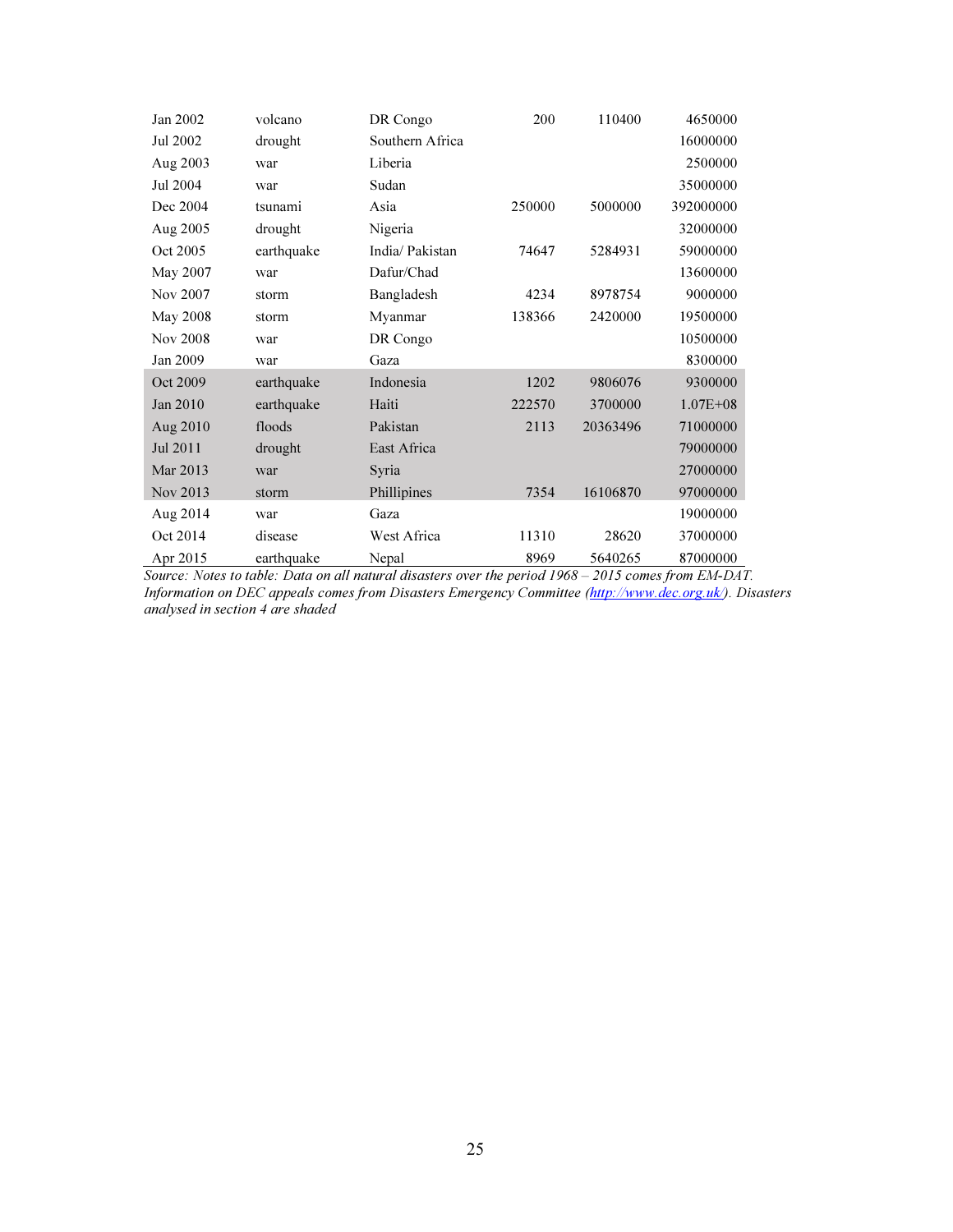| | | | | | |
|---|---|---|---|---|---|
| Jan 2002 | volcano | DR Congo | 200 | 110400 | 4650000 |
| Jul 2002 | drought | Southern Africa | | | 16000000 |
| Aug 2003 | war | Liberia | | | 2500000 |
| Jul 2004 | war | Sudan | | | 35000000 |
| Dec 2004 | tsunami | Asia | 250000 | 5000000 | 392000000 |
| Aug 2005 | drought | Nigeria | | | 32000000 |
| Oct 2005 | earthquake | India/ Pakistan | 74647 | 5284931 | 59000000 |
| May 2007 | war | Dafur/Chad | | | 13600000 |
| Nov 2007 | storm | Bangladesh | 4234 | 8978754 | 9000000 |
| May 2008 | storm | Myanmar | 138366 | 2420000 | 19500000 |
| Nov 2008 | war | DR Congo | | | 10500000 |
| Jan 2009 | war | Gaza | | | 8300000 |
| Oct 2009 | earthquake | Indonesia | 1202 | 9806076 | 9300000 |
| Jan 2010 | earthquake | Haiti | 222570 | 3700000 | 1.07E+08 |
| Aug 2010 | floods | Pakistan | 2113 | 20363496 | 71000000 |
| Jul 2011 | drought | East Africa | | | 79000000 |
| Mar 2013 | war | Syria | | | 27000000 |
| Nov 2013 | storm | Phillipines | 7354 | 16106870 | 97000000 |
| Aug 2014 | war | Gaza | | | 19000000 |
| Oct 2014 | disease | West Africa | 11310 | 28620 | 37000000 |
| Apr 2015 | earthquake | Nepal | 8969 | 5640265 | 87000000 |

*Source: Notes to table: Data on all natural disasters over the period 1968 – 2015 comes from EM-DAT. Information on DEC appeals comes from Disasters Emergency Committee (http://www.dec.org.uk/). Disasters analysed in section 4 are shaded*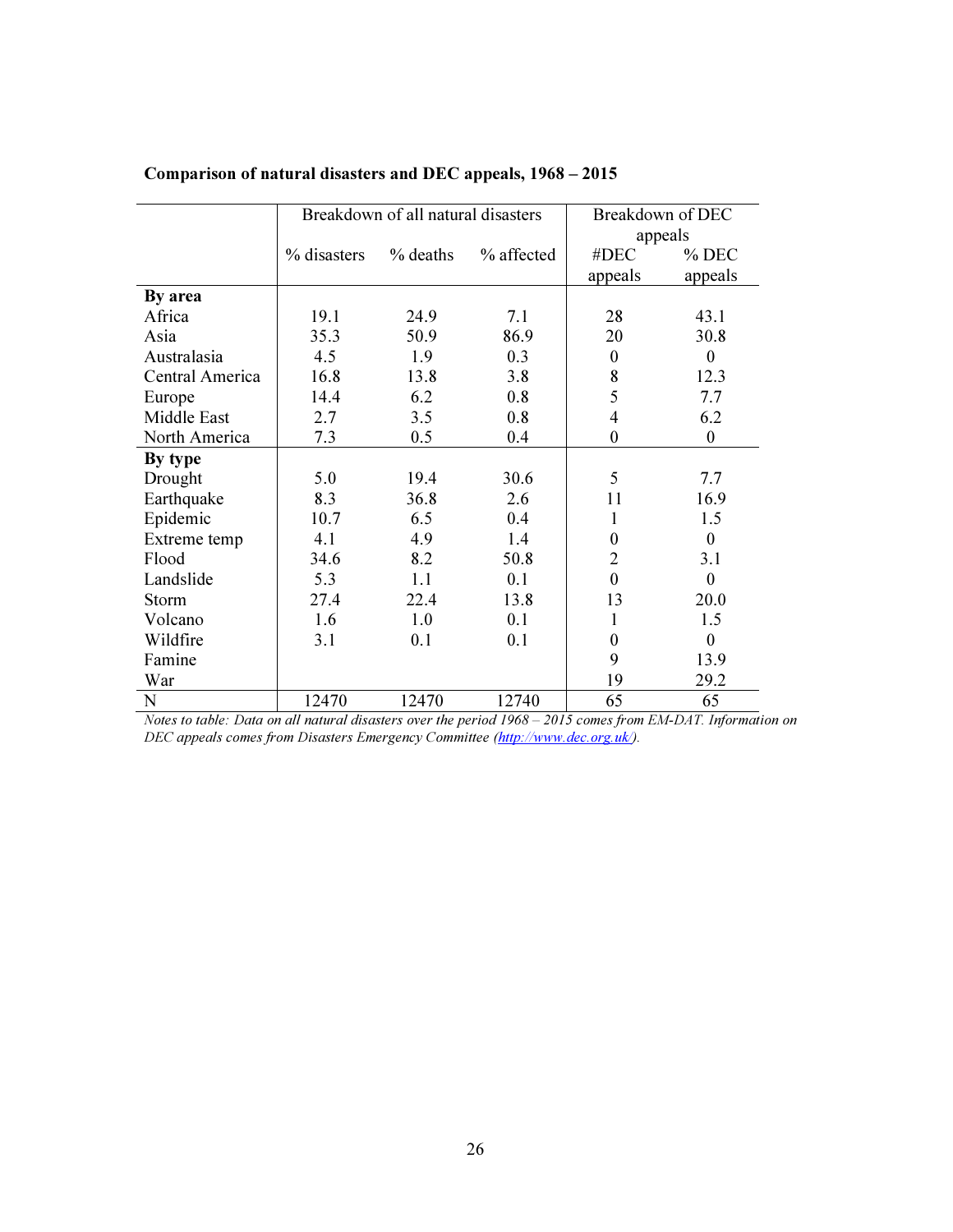**Comparison of natural disasters and DEC appeals, 1968 – 2015**

| | Breakdown of all natural disasters | | | Breakdown of DEC appeals | |
|---|---|---|---|---|---|
| | % disasters | % deaths | % affected | #DEC appeals | % DEC appeals |
| **By area** | | | | | |
| Africa | 19.1 | 24.9 | 7.1 | 28 | 43.1 |
| Asia | 35.3 | 50.9 | 86.9 | 20 | 30.8 |
| Australasia | 4.5 | 1.9 | 0.3 | 0 | 0 |
| Central America | 16.8 | 13.8 | 3.8 | 8 | 12.3 |
| Europe | 14.4 | 6.2 | 0.8 | 5 | 7.7 |
| Middle East | 2.7 | 3.5 | 0.8 | 4 | 6.2 |
| North America | 7.3 | 0.5 | 0.4 | 0 | 0 |
| **By type** | | | | | |
| Drought | 5.0 | 19.4 | 30.6 | 5 | 7.7 |
| Earthquake | 8.3 | 36.8 | 2.6 | 11 | 16.9 |
| Epidemic | 10.7 | 6.5 | 0.4 | 1 | 1.5 |
| Extreme temp | 4.1 | 4.9 | 1.4 | 0 | 0 |
| Flood | 34.6 | 8.2 | 50.8 | 2 | 3.1 |
| Landslide | 5.3 | 1.1 | 0.1 | 0 | 0 |
| Storm | 27.4 | 22.4 | 13.8 | 13 | 20.0 |
| Volcano | 1.6 | 1.0 | 0.1 | 1 | 1.5 |
| Wildfire | 3.1 | 0.1 | 0.1 | 0 | 0 |
| Famine | | | | 9 | 13.9 |
| War | | | | 19 | 29.2 |
| N | 12470 | 12470 | 12740 | 65 | 65 |

*Notes to table: Data on all natural disasters over the period 1968 – 2015 comes from EM-DAT. Information on DEC appeals comes from Disasters Emergency Committee (http://www.dec.org.uk/).*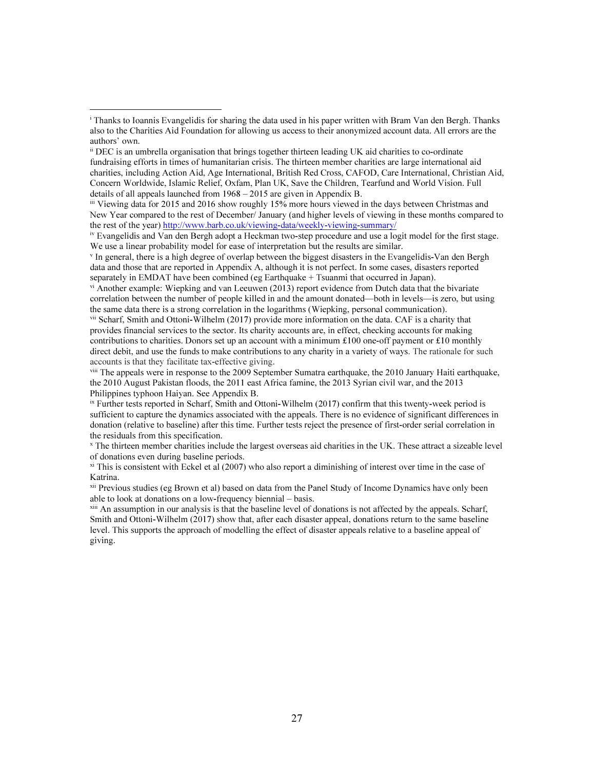[i] Thanks to Ioannis Evangelidis for sharing the data used in his paper written with Bram Van den Bergh. Thanks also to the Charities Aid Foundation for allowing us access to their anonymized account data. All errors are the authors' own.

[ii] DEC is an umbrella organisation that brings together thirteen leading UK aid charities to co-ordinate fundraising efforts in times of humanitarian crisis. The thirteen member charities are large international aid charities, including Action Aid, Age International, British Red Cross, CAFOD, Care International, Christian Aid, Concern Worldwide, Islamic Relief, Oxfam, Plan UK, Save the Children, Tearfund and World Vision. Full details of all appeals launched from 1968 – 2015 are given in Appendix B.

[iii] Viewing data for 2015 and 2016 show roughly 15% more hours viewed in the days between Christmas and New Year compared to the rest of December/ January (and higher levels of viewing in these months compared to the rest of the year) http://www.barb.co.uk/viewing-data/weekly-viewing-summary/

[iv] Evangelidis and Van den Bergh adopt a Heckman two-step procedure and use a logit model for the first stage. We use a linear probability model for ease of interpretation but the results are similar.

[v] In general, there is a high degree of overlap between the biggest disasters in the Evangelidis-Van den Bergh data and those that are reported in Appendix A, although it is not perfect. In some cases, disasters reported separately in EMDAT have been combined (eg Earthquake + Tsuanmi that occurred in Japan).

[vi] Another example: Wiepking and van Leeuwen (2013) report evidence from Dutch data that the bivariate correlation between the number of people killed in and the amount donated—both in levels—is zero, but using the same data there is a strong correlation in the logarithms (Wiepking, personal communication).

[vii] Scharf, Smith and Ottoni-Wilhelm (2017) provide more information on the data. CAF is a charity that provides financial services to the sector. Its charity accounts are, in effect, checking accounts for making contributions to charities. Donors set up an account with a minimum £100 one-off payment or £10 monthly direct debit, and use the funds to make contributions to any charity in a variety of ways. The rationale for such accounts is that they facilitate tax-effective giving.

[viii] The appeals were in response to the 2009 September Sumatra earthquake, the 2010 January Haiti earthquake, the 2010 August Pakistan floods, the 2011 east Africa famine, the 2013 Syrian civil war, and the 2013 Philippines typhoon Haiyan. See Appendix B.

[ix] Further tests reported in Scharf, Smith and Ottoni-Wilhelm (2017) confirm that this twenty-week period is sufficient to capture the dynamics associated with the appeals. There is no evidence of significant differences in donation (relative to baseline) after this time. Further tests reject the presence of first-order serial correlation in the residuals from this specification.

[x] The thirteen member charities include the largest overseas aid charities in the UK. These attract a sizeable level of donations even during baseline periods.

[xi] This is consistent with Eckel et al (2007) who also report a diminishing of interest over time in the case of Katrina.

[xii] Previous studies (eg Brown et al) based on data from the Panel Study of Income Dynamics have only been able to look at donations on a low-frequency biennial – basis.

[xiii] An assumption in our analysis is that the baseline level of donations is not affected by the appeals. Scharf, Smith and Ottoni-Wilhelm (2017) show that, after each disaster appeal, donations return to the same baseline level. This supports the approach of modelling the effect of disaster appeals relative to a baseline appeal of giving.